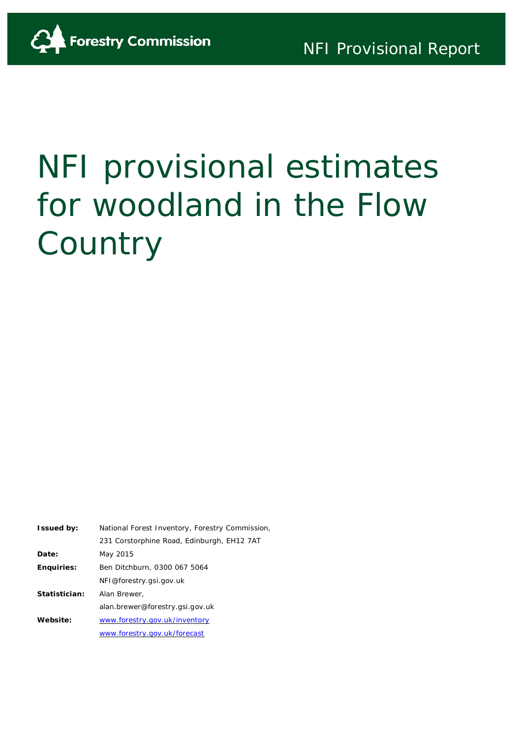Forestry Commission

NFI Provisional Report

# NFI provisional estimates for woodland in the Flow Country

| | |
|---|---|
| **Issued by:** | National Forest Inventory, Forestry Commission, 231 Corstorphine Road, Edinburgh, EH12 7AT |
| **Date:** | May 2015 |
| **Enquiries:** | Ben Ditchburn, 0300 067 5064<br>NFI@forestry.gsi.gov.uk |
| **Statistician:** | Alan Brewer,<br>alan.brewer@forestry.gsi.gov.uk |
| **Website:** | www.forestry.gov.uk/inventory<br>www.forestry.gov.uk/forecast |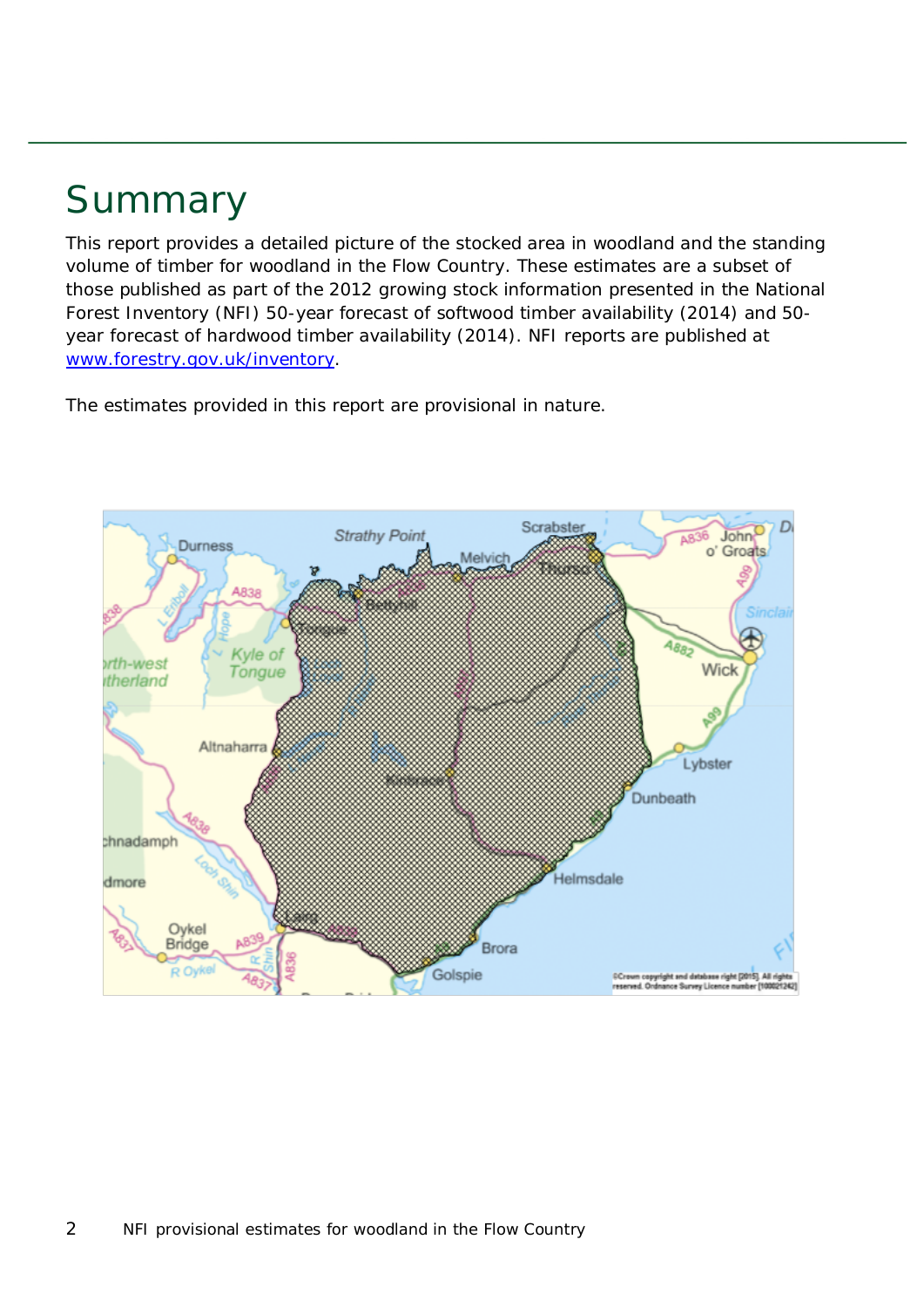# Summary

This report provides a detailed picture of the stocked area in woodland and the standing volume of timber for woodland in the Flow Country. These estimates are a subset of those published as part of the 2012 growing stock information presented in the National Forest Inventory (NFI) 50-year forecast of softwood timber availability (2014) and 50-year forecast of hardwood timber availability (2014). NFI reports are published at [www.forestry.gov.uk/inventory](www.forestry.gov.uk/inventory).

The estimates provided in this report are provisional in nature.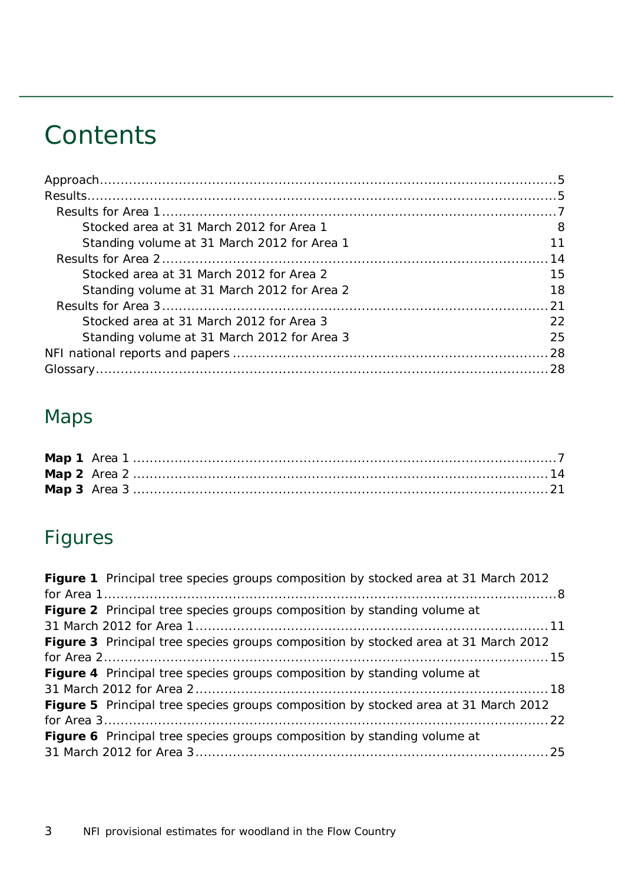# Contents

- Approach ..... 5
- Results ..... 5
  - Results for Area 1 ..... 7
    - Stocked area at 31 March 2012 for Area 1 ..... 8
    - Standing volume at 31 March 2012 for Area 1 ..... 11
  - Results for Area 2 ..... 14
    - Stocked area at 31 March 2012 for Area 2 ..... 15
    - Standing volume at 31 March 2012 for Area 2 ..... 18
  - Results for Area 3 ..... 21
    - Stocked area at 31 March 2012 for Area 3 ..... 22
    - Standing volume at 31 March 2012 for Area 3 ..... 25
- NFI national reports and papers ..... 28
- Glossary ..... 28

## Maps

- **Map 1** Area 1 ..... 7
- **Map 2** Area 2 ..... 14
- **Map 3** Area 3 ..... 21

## Figures

- **Figure 1** Principal tree species groups composition by stocked area at 31 March 2012 for Area 1 ..... 8
- **Figure 2** Principal tree species groups composition by standing volume at 31 March 2012 for Area 1 ..... 11
- **Figure 3** Principal tree species groups composition by stocked area at 31 March 2012 for Area 2 ..... 15
- **Figure 4** Principal tree species groups composition by standing volume at 31 March 2012 for Area 2 ..... 18
- **Figure 5** Principal tree species groups composition by stocked area at 31 March 2012 for Area 3 ..... 22
- **Figure 6** Principal tree species groups composition by standing volume at 31 March 2012 for Area 3 ..... 25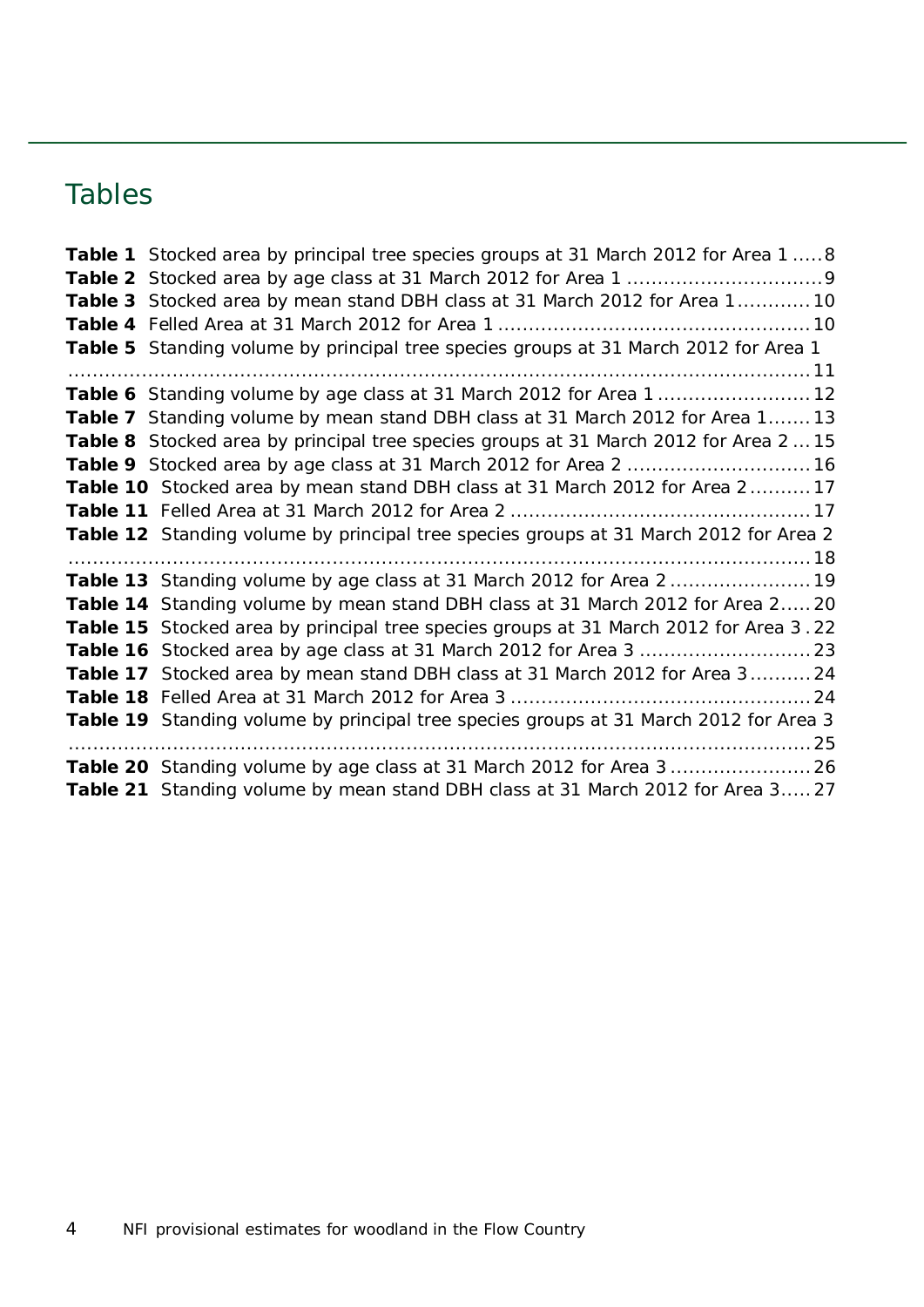# Tables

**Table 1** Stocked area by principal tree species groups at 31 March 2012 for Area 1 ..... 8
**Table 2** Stocked area by age class at 31 March 2012 for Area 1 ................................ 9
**Table 3** Stocked area by mean stand DBH class at 31 March 2012 for Area 1 ............ 10
**Table 4** Felled Area at 31 March 2012 for Area 1 .................................................. 10
**Table 5** Standing volume by principal tree species groups at 31 March 2012 for Area 1 ........................................................................................................................ 11
**Table 6** Standing volume by age class at 31 March 2012 for Area 1 ......................... 12
**Table 7** Standing volume by mean stand DBH class at 31 March 2012 for Area 1....... 13
**Table 8** Stocked area by principal tree species groups at 31 March 2012 for Area 2 ... 15
**Table 9** Stocked area by age class at 31 March 2012 for Area 2 .............................. 16
**Table 10** Stocked area by mean stand DBH class at 31 March 2012 for Area 2 .......... 17
**Table 11** Felled Area at 31 March 2012 for Area 2 ................................................. 17
**Table 12** Standing volume by principal tree species groups at 31 March 2012 for Area 2 ........................................................................................................................ 18
**Table 13** Standing volume by age class at 31 March 2012 for Area 2 ....................... 19
**Table 14** Standing volume by mean stand DBH class at 31 March 2012 for Area 2..... 20
**Table 15** Stocked area by principal tree species groups at 31 March 2012 for Area 3 . 22
**Table 16** Stocked area by age class at 31 March 2012 for Area 3 ............................ 23
**Table 17** Stocked area by mean stand DBH class at 31 March 2012 for Area 3 .......... 24
**Table 18** Felled Area at 31 March 2012 for Area 3 ................................................. 24
**Table 19** Standing volume by principal tree species groups at 31 March 2012 for Area 3 ........................................................................................................................ 25
**Table 20** Standing volume by age class at 31 March 2012 for Area 3 ....................... 26
**Table 21** Standing volume by mean stand DBH class at 31 March 2012 for Area 3..... 27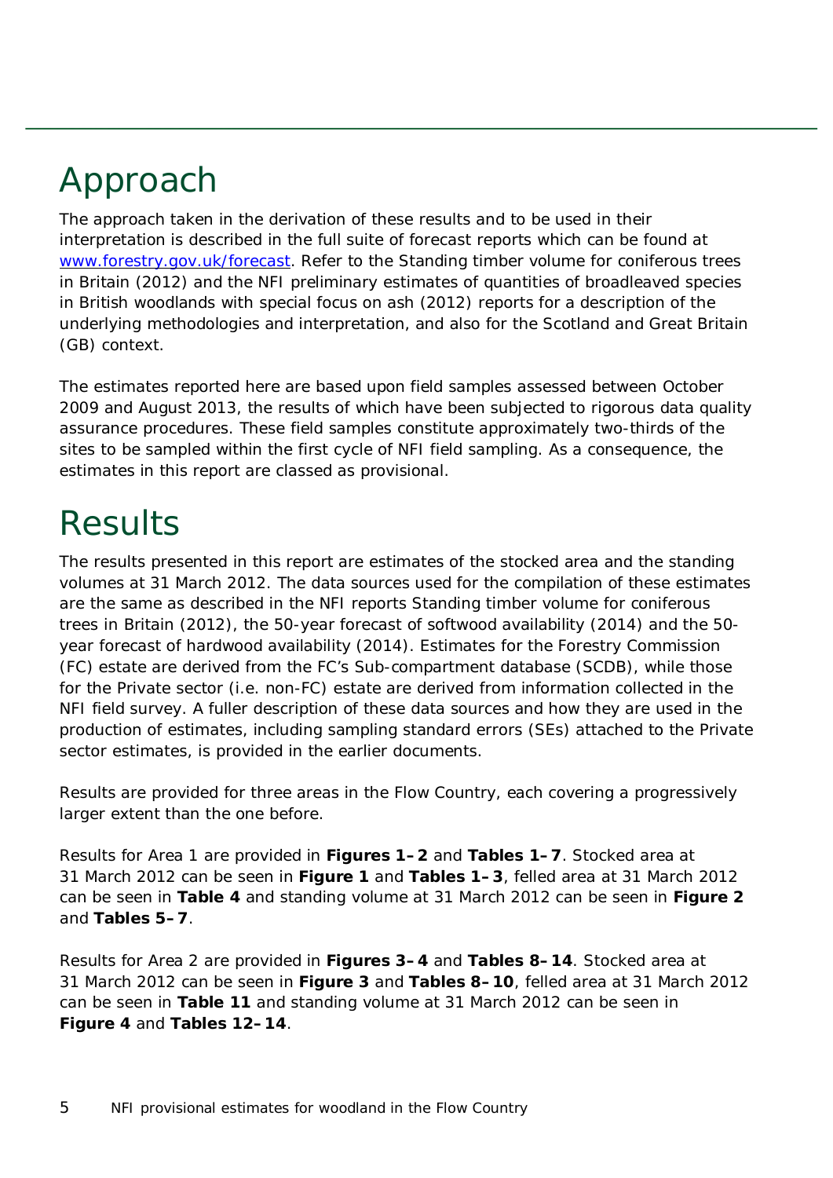# Approach

The approach taken in the derivation of these results and to be used in their interpretation is described in the full suite of forecast reports which can be found at [www.forestry.gov.uk/forecast](www.forestry.gov.uk/forecast). Refer to the Standing timber volume for coniferous trees in Britain (2012) and the NFI preliminary estimates of quantities of broadleaved species in British woodlands with special focus on ash (2012) reports for a description of the underlying methodologies and interpretation, and also for the Scotland and Great Britain (GB) context.

The estimates reported here are based upon field samples assessed between October 2009 and August 2013, the results of which have been subjected to rigorous data quality assurance procedures. These field samples constitute approximately two-thirds of the sites to be sampled within the first cycle of NFI field sampling. As a consequence, the estimates in this report are classed as provisional.

# Results

The results presented in this report are estimates of the stocked area and the standing volumes at 31 March 2012. The data sources used for the compilation of these estimates are the same as described in the NFI reports Standing timber volume for coniferous trees in Britain (2012), the 50-year forecast of softwood availability (2014) and the 50-year forecast of hardwood availability (2014). Estimates for the Forestry Commission (FC) estate are derived from the FC's Sub-compartment database (SCDB), while those for the Private sector (i.e. non-FC) estate are derived from information collected in the NFI field survey. A fuller description of these data sources and how they are used in the production of estimates, including sampling standard errors (SEs) attached to the Private sector estimates, is provided in the earlier documents.

Results are provided for three areas in the Flow Country, each covering a progressively larger extent than the one before.

Results for Area 1 are provided in **Figures 1–2** and **Tables 1–7**. Stocked area at 31 March 2012 can be seen in **Figure 1** and **Tables 1–3**, felled area at 31 March 2012 can be seen in **Table 4** and standing volume at 31 March 2012 can be seen in **Figure 2** and **Tables 5–7**.

Results for Area 2 are provided in **Figures 3–4** and **Tables 8–14**. Stocked area at 31 March 2012 can be seen in **Figure 3** and **Tables 8–10**, felled area at 31 March 2012 can be seen in **Table 11** and standing volume at 31 March 2012 can be seen in **Figure 4** and **Tables 12–14**.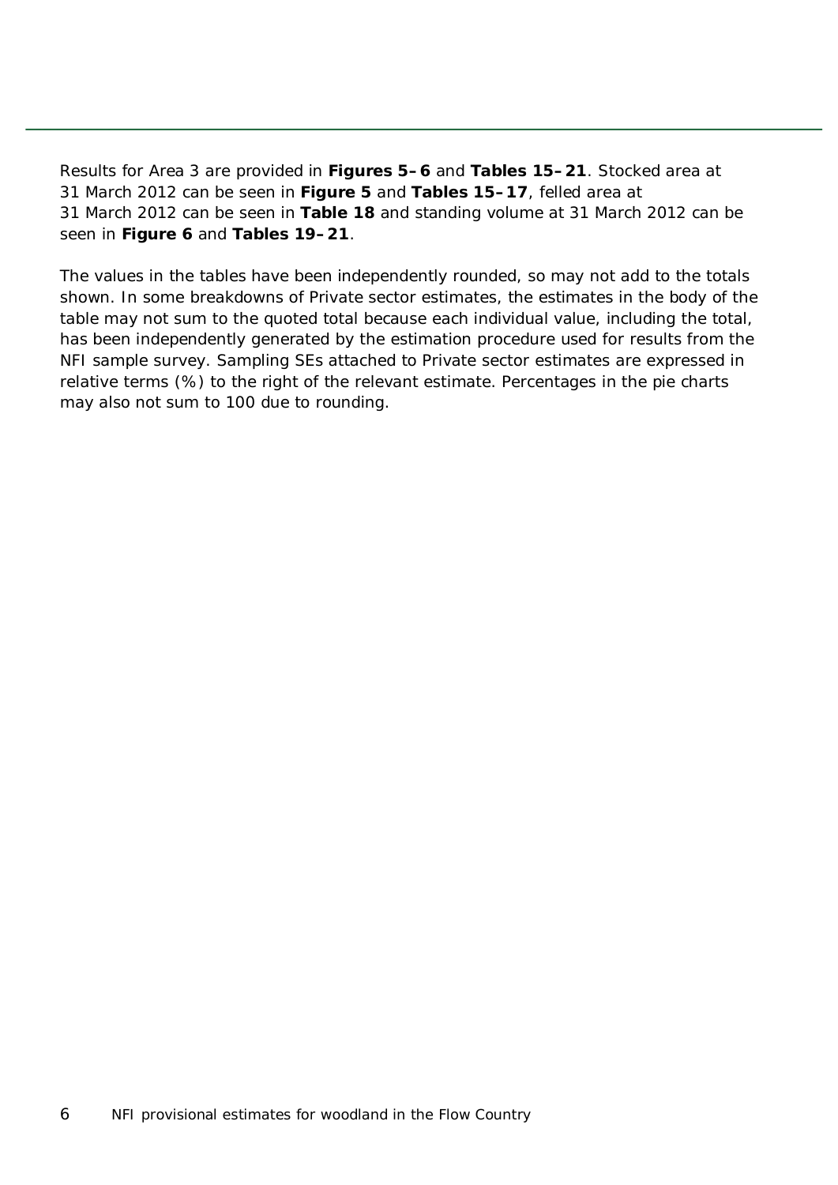Results for Area 3 are provided in **Figures 5–6** and **Tables 15–21**. Stocked area at 31 March 2012 can be seen in **Figure 5** and **Tables 15–17**, felled area at 31 March 2012 can be seen in **Table 18** and standing volume at 31 March 2012 can be seen in **Figure 6** and **Tables 19–21**.

The values in the tables have been independently rounded, so may not add to the totals shown. In some breakdowns of Private sector estimates, the estimates in the body of the table may not sum to the quoted total because each individual value, including the total, has been independently generated by the estimation procedure used for results from the NFI sample survey. Sampling SEs attached to Private sector estimates are expressed in relative terms (%) to the right of the relevant estimate. Percentages in the pie charts may also not sum to 100 due to rounding.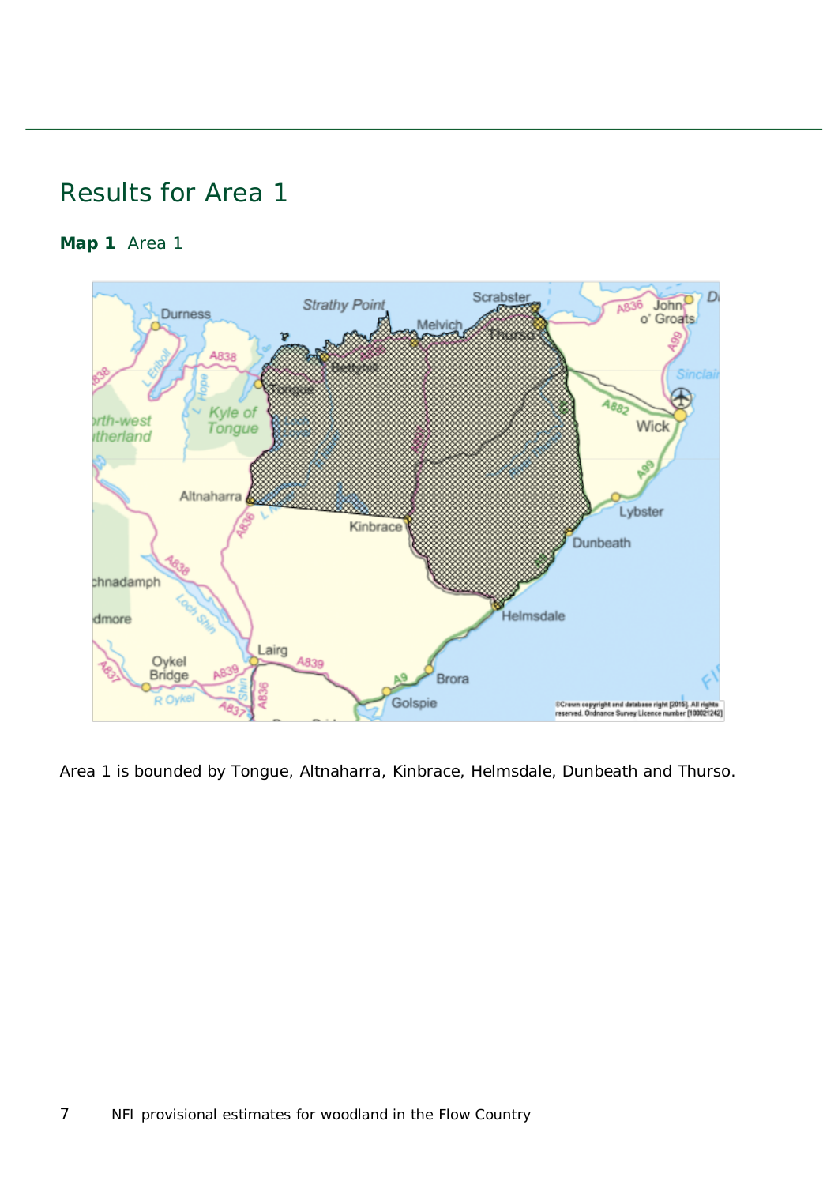## Results for Area 1

**Map 1** Area 1

Area 1 is bounded by Tongue, Altnaharra, Kinbrace, Helmsdale, Dunbeath and Thurso.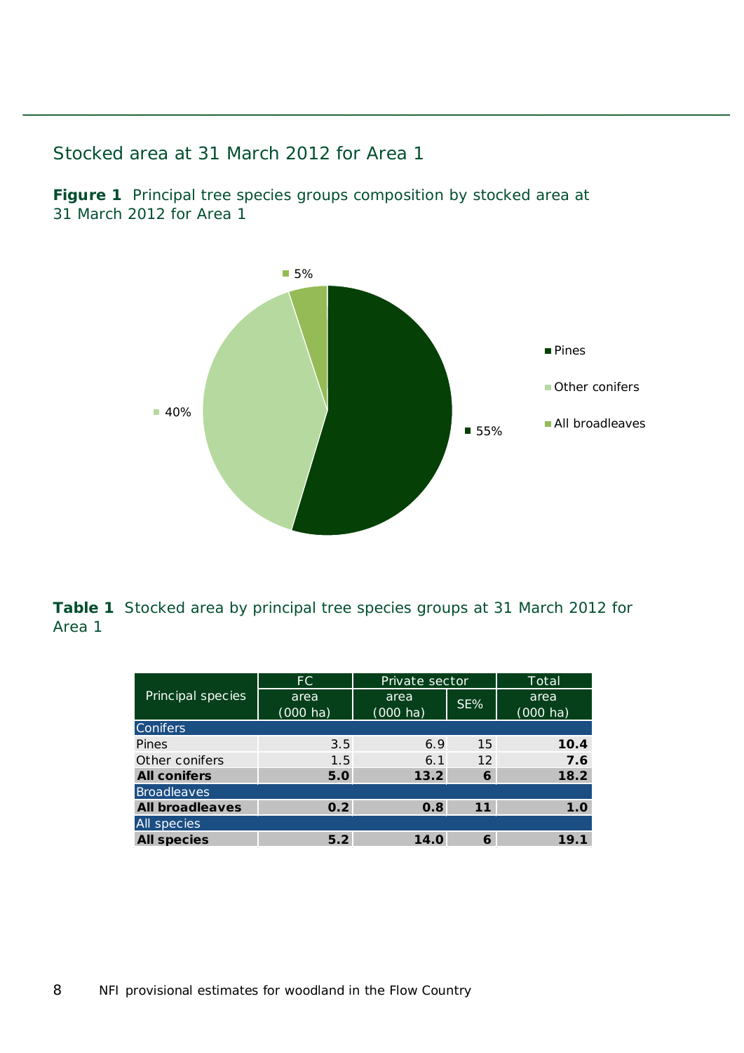## Stocked area at 31 March 2012 for Area 1

**Figure 1** Principal tree species groups composition by stocked area at 31 March 2012 for Area 1

**Table 1** Stocked area by principal tree species groups at 31 March 2012 for Area 1

| Principal species | FC | Private sector | | Total |
|---|---|---|---|---|
| | area (000 ha) | area (000 ha) | SE% | area (000 ha) |
| Conifers | | | | |
| Pines | 3.5 | 6.9 | 15 | **10.4** |
| Other conifers | 1.5 | 6.1 | 12 | **7.6** |
| **All conifers** | **5.0** | **13.2** | **6** | **18.2** |
| Broadleaves | | | | |
| **All broadleaves** | **0.2** | **0.8** | **11** | **1.0** |
| All species | | | | |
| **All species** | **5.2** | **14.0** | **6** | **19.1** |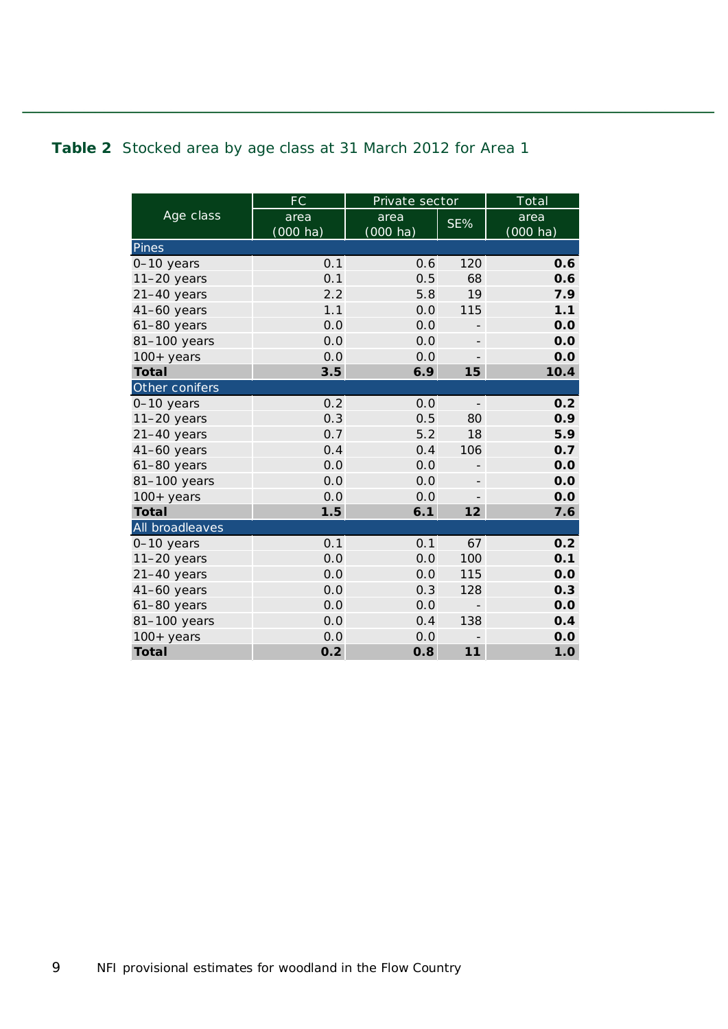**Table 2** Stocked area by age class at 31 March 2012 for Area 1

| Age class | FC | Private sector | | Total |
|---|---|---|---|---|
| | area (000 ha) | area (000 ha) | SE% | area (000 ha) |
| **Pines** | | | | |
| 0–10 years | 0.1 | 0.6 | 120 | **0.6** |
| 11–20 years | 0.1 | 0.5 | 68 | **0.6** |
| 21–40 years | 2.2 | 5.8 | 19 | **7.9** |
| 41–60 years | 1.1 | 0.0 | 115 | **1.1** |
| 61–80 years | 0.0 | 0.0 | - | **0.0** |
| 81–100 years | 0.0 | 0.0 | - | **0.0** |
| 100+ years | 0.0 | 0.0 | - | **0.0** |
| **Total** | **3.5** | **6.9** | **15** | **10.4** |
| **Other conifers** | | | | |
| 0–10 years | 0.2 | 0.0 | - | **0.2** |
| 11–20 years | 0.3 | 0.5 | 80 | **0.9** |
| 21–40 years | 0.7 | 5.2 | 18 | **5.9** |
| 41–60 years | 0.4 | 0.4 | 106 | **0.7** |
| 61–80 years | 0.0 | 0.0 | - | **0.0** |
| 81–100 years | 0.0 | 0.0 | - | **0.0** |
| 100+ years | 0.0 | 0.0 | - | **0.0** |
| **Total** | **1.5** | **6.1** | **12** | **7.6** |
| **All broadleaves** | | | | |
| 0–10 years | 0.1 | 0.1 | 67 | **0.2** |
| 11–20 years | 0.0 | 0.0 | 100 | **0.1** |
| 21–40 years | 0.0 | 0.0 | 115 | **0.0** |
| 41–60 years | 0.0 | 0.3 | 128 | **0.3** |
| 61–80 years | 0.0 | 0.0 | - | **0.0** |
| 81–100 years | 0.0 | 0.4 | 138 | **0.4** |
| 100+ years | 0.0 | 0.0 | - | **0.0** |
| **Total** | **0.2** | **0.8** | **11** | **1.0** |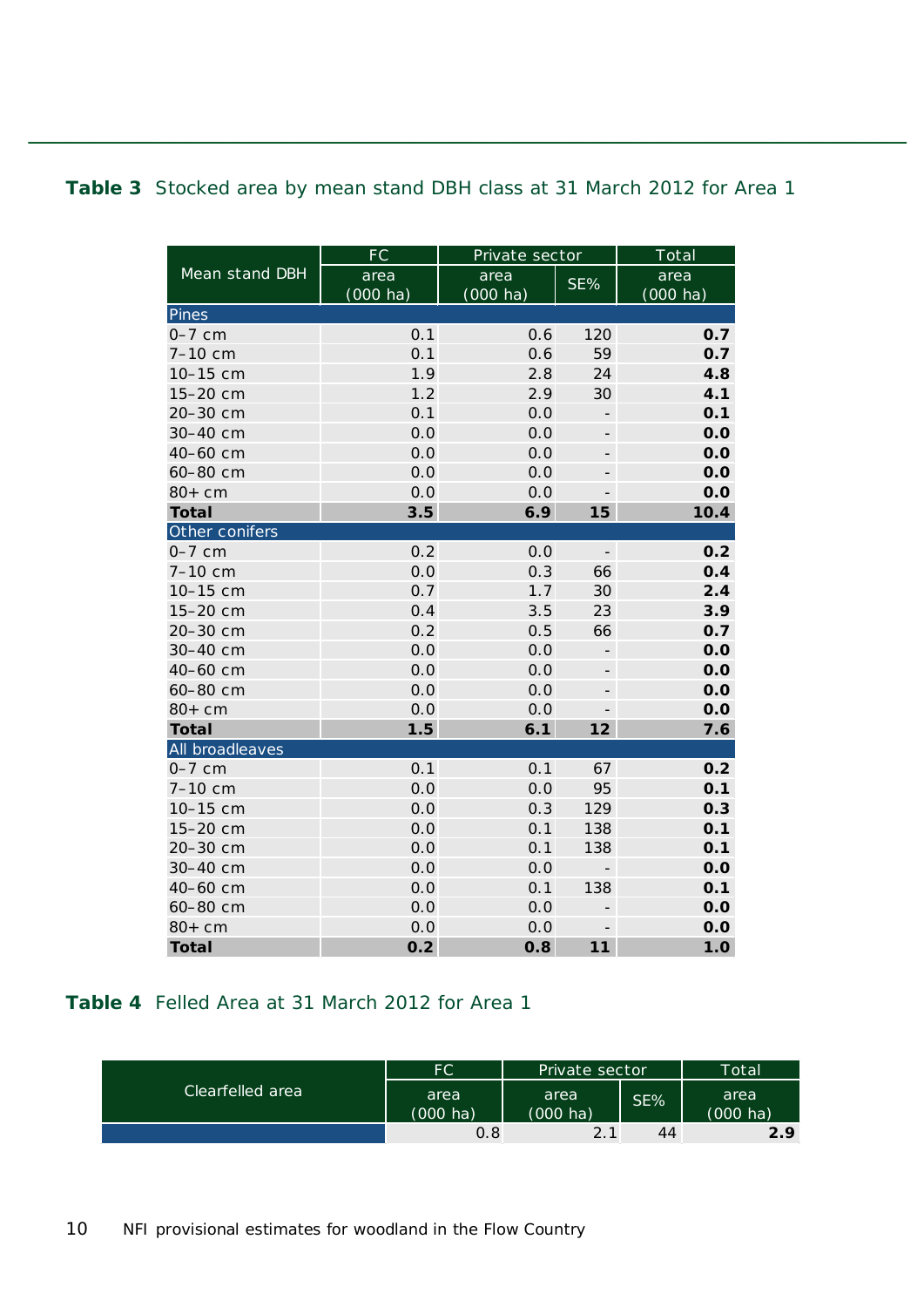**Table 3** Stocked area by mean stand DBH class at 31 March 2012 for Area 1

| Mean stand DBH | FC | Private sector | | Total |
|---|---|---|---|---|
| | area (000 ha) | area (000 ha) | SE% | area (000 ha) |
| **Pines** | | | | |
| 0–7 cm | 0.1 | 0.6 | 120 | **0.7** |
| 7–10 cm | 0.1 | 0.6 | 59 | **0.7** |
| 10–15 cm | 1.9 | 2.8 | 24 | **4.8** |
| 15–20 cm | 1.2 | 2.9 | 30 | **4.1** |
| 20–30 cm | 0.1 | 0.0 | - | **0.1** |
| 30–40 cm | 0.0 | 0.0 | - | **0.0** |
| 40–60 cm | 0.0 | 0.0 | - | **0.0** |
| 60–80 cm | 0.0 | 0.0 | - | **0.0** |
| 80+ cm | 0.0 | 0.0 | - | **0.0** |
| **Total** | **3.5** | **6.9** | **15** | **10.4** |
| **Other conifers** | | | | |
| 0–7 cm | 0.2 | 0.0 | - | **0.2** |
| 7–10 cm | 0.0 | 0.3 | 66 | **0.4** |
| 10–15 cm | 0.7 | 1.7 | 30 | **2.4** |
| 15–20 cm | 0.4 | 3.5 | 23 | **3.9** |
| 20–30 cm | 0.2 | 0.5 | 66 | **0.7** |
| 30–40 cm | 0.0 | 0.0 | - | **0.0** |
| 40–60 cm | 0.0 | 0.0 | - | **0.0** |
| 60–80 cm | 0.0 | 0.0 | - | **0.0** |
| 80+ cm | 0.0 | 0.0 | - | **0.0** |
| **Total** | **1.5** | **6.1** | **12** | **7.6** |
| **All broadleaves** | | | | |
| 0–7 cm | 0.1 | 0.1 | 67 | **0.2** |
| 7–10 cm | 0.0 | 0.0 | 95 | **0.1** |
| 10–15 cm | 0.0 | 0.3 | 129 | **0.3** |
| 15–20 cm | 0.0 | 0.1 | 138 | **0.1** |
| 20–30 cm | 0.0 | 0.1 | 138 | **0.1** |
| 30–40 cm | 0.0 | 0.0 | - | **0.0** |
| 40–60 cm | 0.0 | 0.1 | 138 | **0.1** |
| 60–80 cm | 0.0 | 0.0 | - | **0.0** |
| 80+ cm | 0.0 | 0.0 | - | **0.0** |
| **Total** | **0.2** | **0.8** | **11** | **1.0** |

**Table 4** Felled Area at 31 March 2012 for Area 1

| Clearfelled area | FC | Private sector | | Total |
|---|---|---|---|---|
| | area (000 ha) | area (000 ha) | SE% | area (000 ha) |
| | 0.8 | 2.1 | 44 | **2.9** |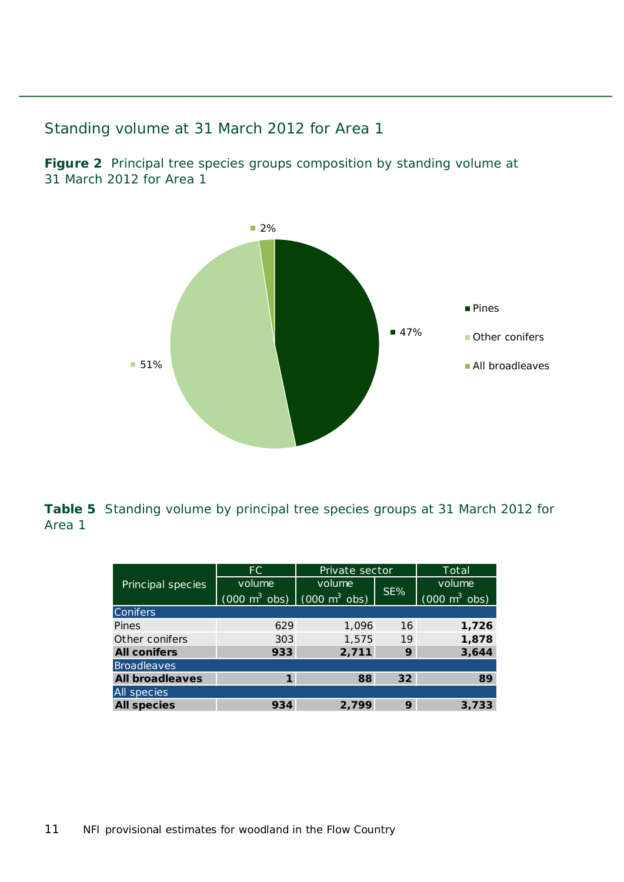## Standing volume at 31 March 2012 for Area 1

**Figure 2** Principal tree species groups composition by standing volume at 31 March 2012 for Area 1

**Table 5** Standing volume by principal tree species groups at 31 March 2012 for Area 1

| Principal species | FC volume (000 $m^3$ obs) | Private sector volume (000 $m^3$ obs) | Private sector SE% | Total volume (000 $m^3$ obs) |
|---|---|---|---|---|
| Conifers | | | | |
| Pines | 629 | 1,096 | 16 | **1,726** |
| Other conifers | 303 | 1,575 | 19 | **1,878** |
| **All conifers** | **933** | **2,711** | **9** | **3,644** |
| Broadleaves | | | | |
| **All broadleaves** | **1** | **88** | **32** | **89** |
| All species | | | | |
| **All species** | **934** | **2,799** | **9** | **3,733** |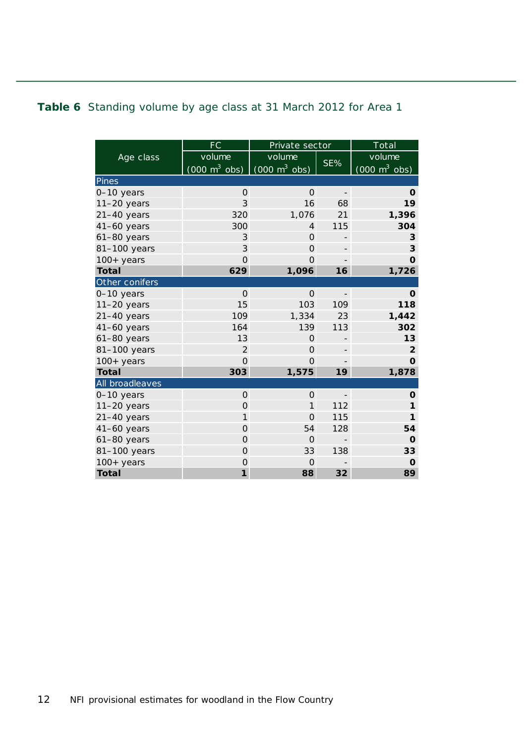**Table 6** Standing volume by age class at 31 March 2012 for Area 1

| Age class | FC volume (000 $m^3$ obs) | Private sector volume (000 $m^3$ obs) | Private sector SE% | Total volume (000 $m^3$ obs) |
|---|---|---|---|---|
| **Pines** | | | | |
| 0–10 years | 0 | 0 | - | **0** |
| 11–20 years | 3 | 16 | 68 | **19** |
| 21–40 years | 320 | 1,076 | 21 | **1,396** |
| 41–60 years | 300 | 4 | 115 | **304** |
| 61–80 years | 3 | 0 | - | **3** |
| 81–100 years | 3 | 0 | - | **3** |
| 100+ years | 0 | 0 | - | **0** |
| **Total** | **629** | **1,096** | **16** | **1,726** |
| **Other conifers** | | | | |
| 0–10 years | 0 | 0 | - | **0** |
| 11–20 years | 15 | 103 | 109 | **118** |
| 21–40 years | 109 | 1,334 | 23 | **1,442** |
| 41–60 years | 164 | 139 | 113 | **302** |
| 61–80 years | 13 | 0 | - | **13** |
| 81–100 years | 2 | 0 | - | **2** |
| 100+ years | 0 | 0 | - | **0** |
| **Total** | **303** | **1,575** | **19** | **1,878** |
| **All broadleaves** | | | | |
| 0–10 years | 0 | 0 | - | **0** |
| 11–20 years | 0 | 1 | 112 | **1** |
| 21–40 years | 1 | 0 | 115 | **1** |
| 41–60 years | 0 | 54 | 128 | **54** |
| 61–80 years | 0 | 0 | - | **0** |
| 81–100 years | 0 | 33 | 138 | **33** |
| 100+ years | 0 | 0 | - | **0** |
| **Total** | **1** | **88** | **32** | **89** |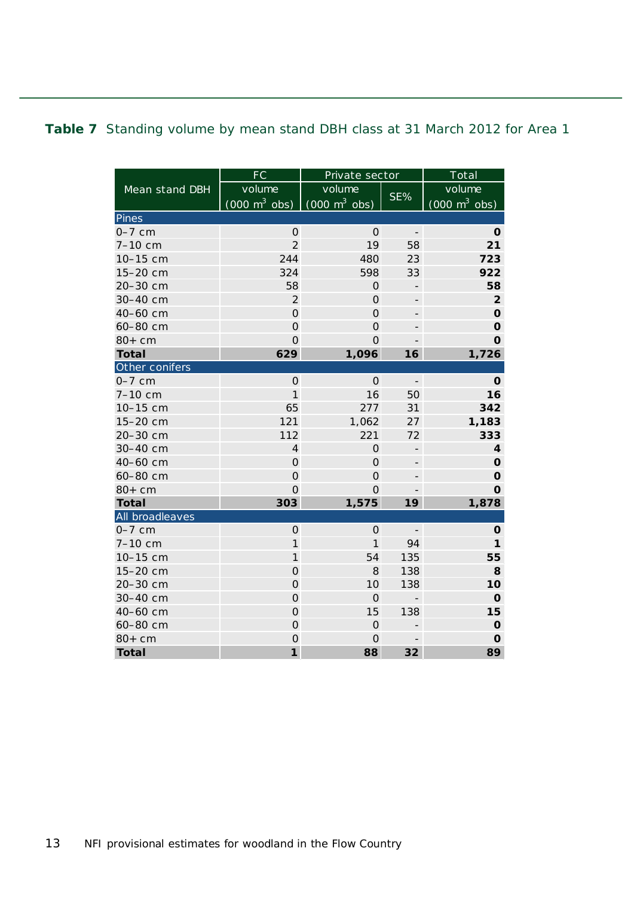**Table 7** Standing volume by mean stand DBH class at 31 March 2012 for Area 1

| Mean stand DBH | FC | Private sector | | Total |
|---|---|---|---|---|
| | volume (000 $m^3$ obs) | volume (000 $m^3$ obs) | SE% | volume (000 $m^3$ obs) |
| **Pines** | | | | |
| 0–7 cm | 0 | 0 | - | **0** |
| 7–10 cm | 2 | 19 | 58 | **21** |
| 10–15 cm | 244 | 480 | 23 | **723** |
| 15–20 cm | 324 | 598 | 33 | **922** |
| 20–30 cm | 58 | 0 | - | **58** |
| 30–40 cm | 2 | 0 | - | **2** |
| 40–60 cm | 0 | 0 | - | **0** |
| 60–80 cm | 0 | 0 | - | **0** |
| 80+ cm | 0 | 0 | - | **0** |
| **Total** | **629** | **1,096** | **16** | **1,726** |
| **Other conifers** | | | | |
| 0–7 cm | 0 | 0 | - | **0** |
| 7–10 cm | 1 | 16 | 50 | **16** |
| 10–15 cm | 65 | 277 | 31 | **342** |
| 15–20 cm | 121 | 1,062 | 27 | **1,183** |
| 20–30 cm | 112 | 221 | 72 | **333** |
| 30–40 cm | 4 | 0 | - | **4** |
| 40–60 cm | 0 | 0 | - | **0** |
| 60–80 cm | 0 | 0 | - | **0** |
| 80+ cm | 0 | 0 | - | **0** |
| **Total** | **303** | **1,575** | **19** | **1,878** |
| **All broadleaves** | | | | |
| 0–7 cm | 0 | 0 | - | **0** |
| 7–10 cm | 1 | 1 | 94 | **1** |
| 10–15 cm | 1 | 54 | 135 | **55** |
| 15–20 cm | 0 | 8 | 138 | **8** |
| 20–30 cm | 0 | 10 | 138 | **10** |
| 30–40 cm | 0 | 0 | - | **0** |
| 40–60 cm | 0 | 15 | 138 | **15** |
| 60–80 cm | 0 | 0 | - | **0** |
| 80+ cm | 0 | 0 | - | **0** |
| **Total** | **1** | **88** | **32** | **89** |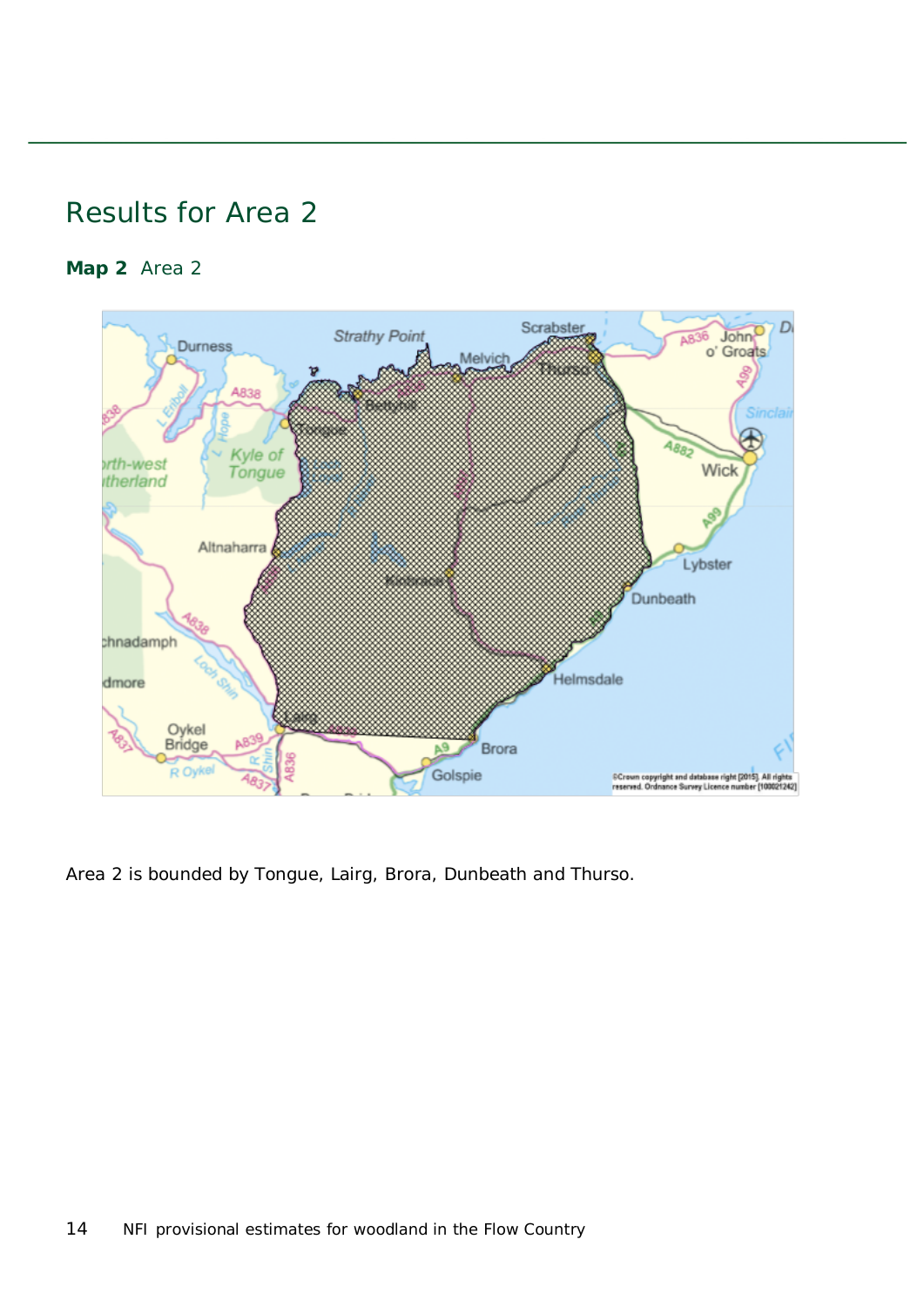# Results for Area 2

**Map 2** Area 2

Area 2 is bounded by Tongue, Lairg, Brora, Dunbeath and Thurso.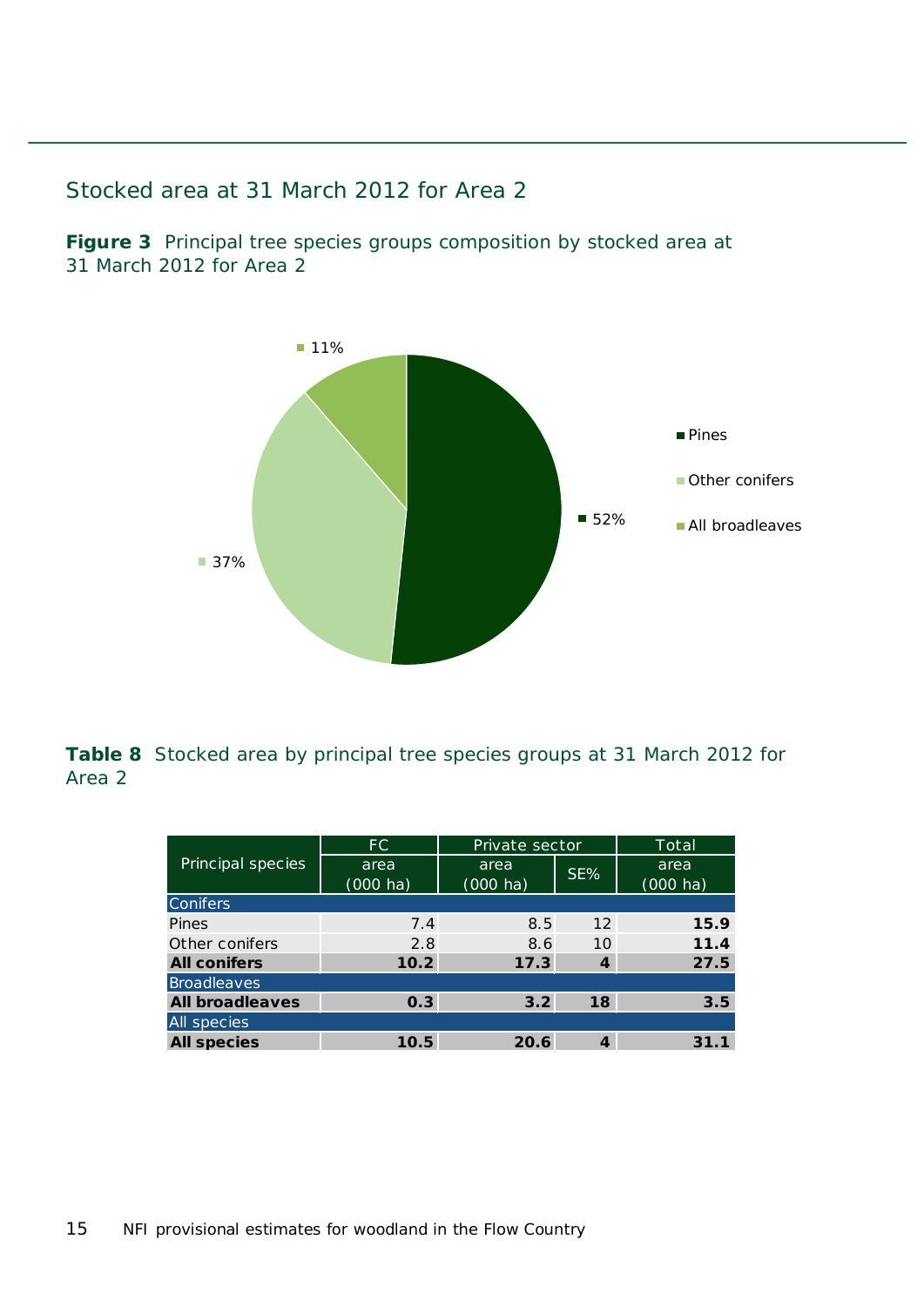## Stocked area at 31 March 2012 for Area 2

**Figure 3** Principal tree species groups composition by stocked area at 31 March 2012 for Area 2

**Table 8** Stocked area by principal tree species groups at 31 March 2012 for Area 2

| Principal species | FC | Private sector | | Total |
|---|---|---|---|---|
| | area (000 ha) | area (000 ha) | SE% | area (000 ha) |
| **Conifers** | | | | |
| Pines | 7.4 | 8.5 | 12 | **15.9** |
| Other conifers | 2.8 | 8.6 | 10 | **11.4** |
| **All conifers** | **10.2** | **17.3** | **4** | **27.5** |
| **Broadleaves** | | | | |
| **All broadleaves** | **0.3** | **3.2** | **18** | **3.5** |
| **All species** | | | | |
| **All species** | **10.5** | **20.6** | **4** | **31.1** |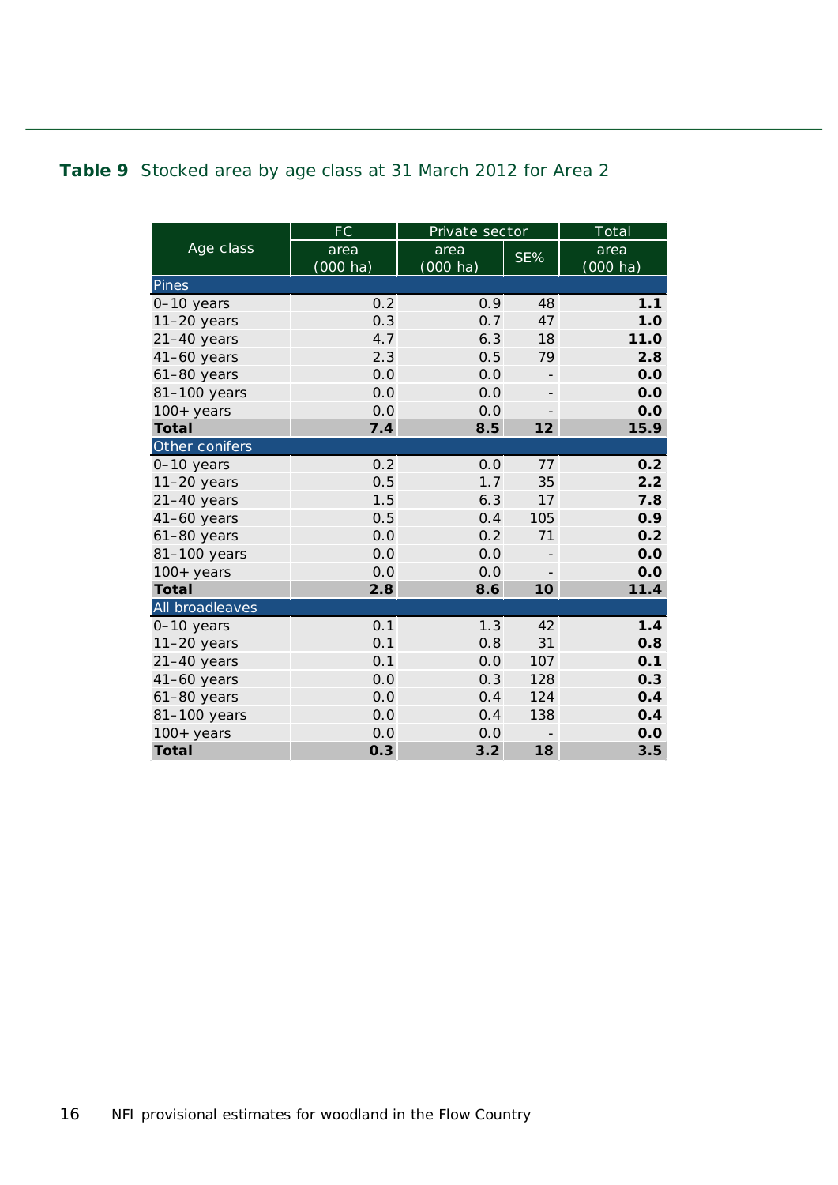**Table 9** Stocked area by age class at 31 March 2012 for Area 2

| Age class | FC | Private sector | | Total |
|---|---|---|---|---|
| | area (000 ha) | area (000 ha) | SE% | area (000 ha) |
| **Pines** | | | | |
| 0–10 years | 0.2 | 0.9 | 48 | **1.1** |
| 11–20 years | 0.3 | 0.7 | 47 | **1.0** |
| 21–40 years | 4.7 | 6.3 | 18 | **11.0** |
| 41–60 years | 2.3 | 0.5 | 79 | **2.8** |
| 61–80 years | 0.0 | 0.0 | - | **0.0** |
| 81–100 years | 0.0 | 0.0 | - | **0.0** |
| 100+ years | 0.0 | 0.0 | - | **0.0** |
| **Total** | **7.4** | **8.5** | **12** | **15.9** |
| **Other conifers** | | | | |
| 0–10 years | 0.2 | 0.0 | 77 | **0.2** |
| 11–20 years | 0.5 | 1.7 | 35 | **2.2** |
| 21–40 years | 1.5 | 6.3 | 17 | **7.8** |
| 41–60 years | 0.5 | 0.4 | 105 | **0.9** |
| 61–80 years | 0.0 | 0.2 | 71 | **0.2** |
| 81–100 years | 0.0 | 0.0 | - | **0.0** |
| 100+ years | 0.0 | 0.0 | - | **0.0** |
| **Total** | **2.8** | **8.6** | **10** | **11.4** |
| **All broadleaves** | | | | |
| 0–10 years | 0.1 | 1.3 | 42 | **1.4** |
| 11–20 years | 0.1 | 0.8 | 31 | **0.8** |
| 21–40 years | 0.1 | 0.0 | 107 | **0.1** |
| 41–60 years | 0.0 | 0.3 | 128 | **0.3** |
| 61–80 years | 0.0 | 0.4 | 124 | **0.4** |
| 81–100 years | 0.0 | 0.4 | 138 | **0.4** |
| 100+ years | 0.0 | 0.0 | - | **0.0** |
| **Total** | **0.3** | **3.2** | **18** | **3.5** |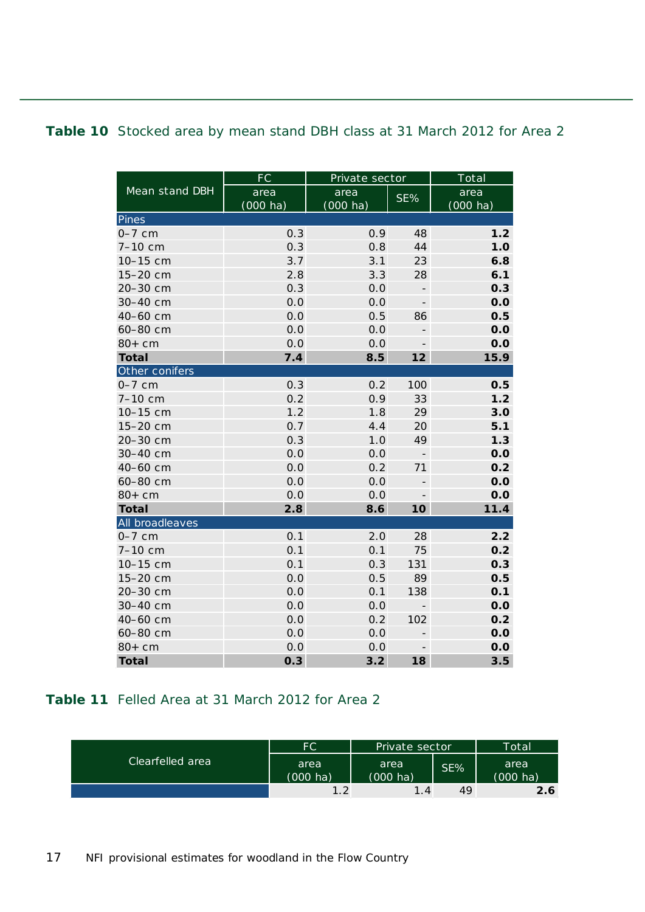**Table 10** Stocked area by mean stand DBH class at 31 March 2012 for Area 2

| Mean stand DBH | FC | Private sector | | Total |
|---|---|---|---|---|
| | area (000 ha) | area (000 ha) | SE% | area (000 ha) |
| **Pines** | | | | |
| 0–7 cm | 0.3 | 0.9 | 48 | **1.2** |
| 7–10 cm | 0.3 | 0.8 | 44 | **1.0** |
| 10–15 cm | 3.7 | 3.1 | 23 | **6.8** |
| 15–20 cm | 2.8 | 3.3 | 28 | **6.1** |
| 20–30 cm | 0.3 | 0.0 | - | **0.3** |
| 30–40 cm | 0.0 | 0.0 | - | **0.0** |
| 40–60 cm | 0.0 | 0.5 | 86 | **0.5** |
| 60–80 cm | 0.0 | 0.0 | - | **0.0** |
| 80+ cm | 0.0 | 0.0 | - | **0.0** |
| **Total** | **7.4** | **8.5** | **12** | **15.9** |
| **Other conifers** | | | | |
| 0–7 cm | 0.3 | 0.2 | 100 | **0.5** |
| 7–10 cm | 0.2 | 0.9 | 33 | **1.2** |
| 10–15 cm | 1.2 | 1.8 | 29 | **3.0** |
| 15–20 cm | 0.7 | 4.4 | 20 | **5.1** |
| 20–30 cm | 0.3 | 1.0 | 49 | **1.3** |
| 30–40 cm | 0.0 | 0.0 | - | **0.0** |
| 40–60 cm | 0.0 | 0.2 | 71 | **0.2** |
| 60–80 cm | 0.0 | 0.0 | - | **0.0** |
| 80+ cm | 0.0 | 0.0 | - | **0.0** |
| **Total** | **2.8** | **8.6** | **10** | **11.4** |
| **All broadleaves** | | | | |
| 0–7 cm | 0.1 | 2.0 | 28 | **2.2** |
| 7–10 cm | 0.1 | 0.1 | 75 | **0.2** |
| 10–15 cm | 0.1 | 0.3 | 131 | **0.3** |
| 15–20 cm | 0.0 | 0.5 | 89 | **0.5** |
| 20–30 cm | 0.0 | 0.1 | 138 | **0.1** |
| 30–40 cm | 0.0 | 0.0 | - | **0.0** |
| 40–60 cm | 0.0 | 0.2 | 102 | **0.2** |
| 60–80 cm | 0.0 | 0.0 | - | **0.0** |
| 80+ cm | 0.0 | 0.0 | - | **0.0** |
| **Total** | **0.3** | **3.2** | **18** | **3.5** |

**Table 11** Felled Area at 31 March 2012 for Area 2

| Clearfelled area | FC | Private sector | | Total |
|---|---|---|---|---|
| | area (000 ha) | area (000 ha) | SE% | area (000 ha) |
| | 1.2 | 1.4 | 49 | **2.6** |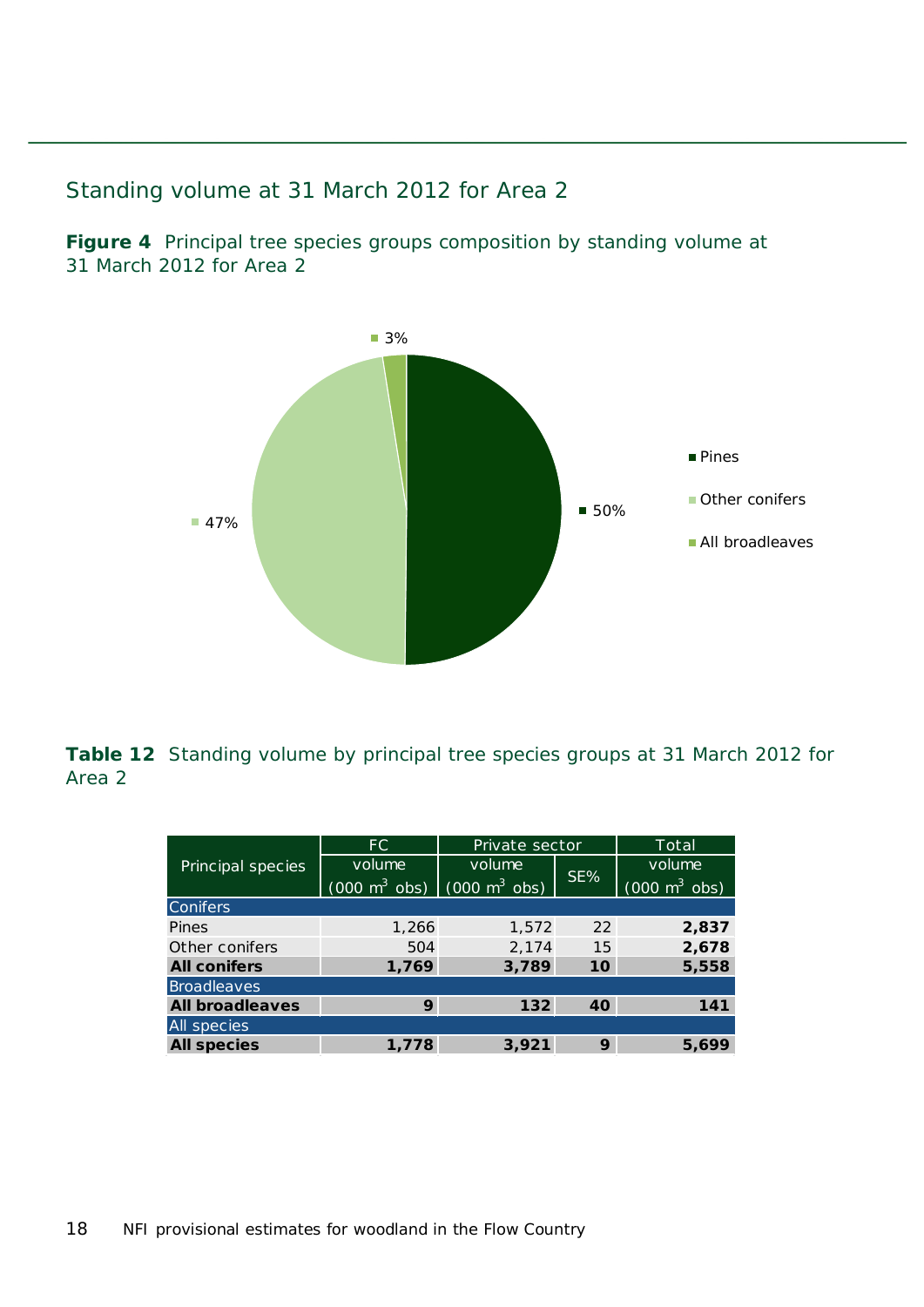## Standing volume at 31 March 2012 for Area 2

**Figure 4** Principal tree species groups composition by standing volume at 31 March 2012 for Area 2

**Table 12** Standing volume by principal tree species groups at 31 March 2012 for Area 2

| Principal species | FC | Private sector | | Total |
|---|---|---|---|---|
| | volume (000 $m^3$ obs) | volume (000 $m^3$ obs) | SE% | volume (000 $m^3$ obs) |
| Conifers | | | | |
| Pines | 1,266 | 1,572 | 22 | **2,837** |
| Other conifers | 504 | 2,174 | 15 | **2,678** |
| **All conifers** | **1,769** | **3,789** | **10** | **5,558** |
| Broadleaves | | | | |
| **All broadleaves** | **9** | **132** | **40** | **141** |
| All species | | | | |
| **All species** | **1,778** | **3,921** | **9** | **5,699** |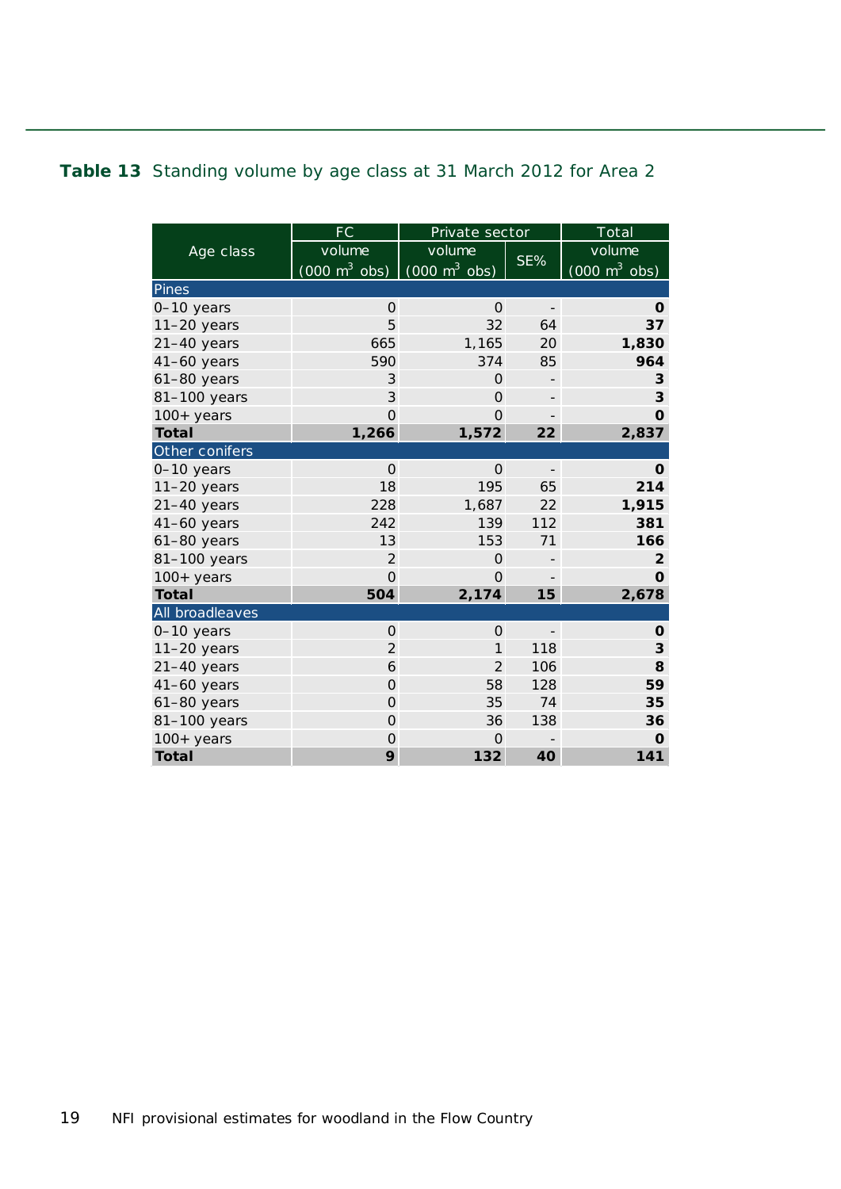**Table 13** Standing volume by age class at 31 March 2012 for Area 2

| Age class | FC | Private sector | | Total |
|---|---|---|---|---|
| | volume (000 $m^3$ obs) | volume (000 $m^3$ obs) | SE% | volume (000 $m^3$ obs) |
| **Pines** | | | | |
| 0–10 years | 0 | 0 | - | **0** |
| 11–20 years | 5 | 32 | 64 | **37** |
| 21–40 years | 665 | 1,165 | 20 | **1,830** |
| 41–60 years | 590 | 374 | 85 | **964** |
| 61–80 years | 3 | 0 | - | **3** |
| 81–100 years | 3 | 0 | - | **3** |
| 100+ years | 0 | 0 | - | **0** |
| **Total** | **1,266** | **1,572** | **22** | **2,837** |
| **Other conifers** | | | | |
| 0–10 years | 0 | 0 | - | **0** |
| 11–20 years | 18 | 195 | 65 | **214** |
| 21–40 years | 228 | 1,687 | 22 | **1,915** |
| 41–60 years | 242 | 139 | 112 | **381** |
| 61–80 years | 13 | 153 | 71 | **166** |
| 81–100 years | 2 | 0 | - | **2** |
| 100+ years | 0 | 0 | - | **0** |
| **Total** | **504** | **2,174** | **15** | **2,678** |
| **All broadleaves** | | | | |
| 0–10 years | 0 | 0 | - | **0** |
| 11–20 years | 2 | 1 | 118 | **3** |
| 21–40 years | 6 | 2 | 106 | **8** |
| 41–60 years | 0 | 58 | 128 | **59** |
| 61–80 years | 0 | 35 | 74 | **35** |
| 81–100 years | 0 | 36 | 138 | **36** |
| 100+ years | 0 | 0 | - | **0** |
| **Total** | **9** | **132** | **40** | **141** |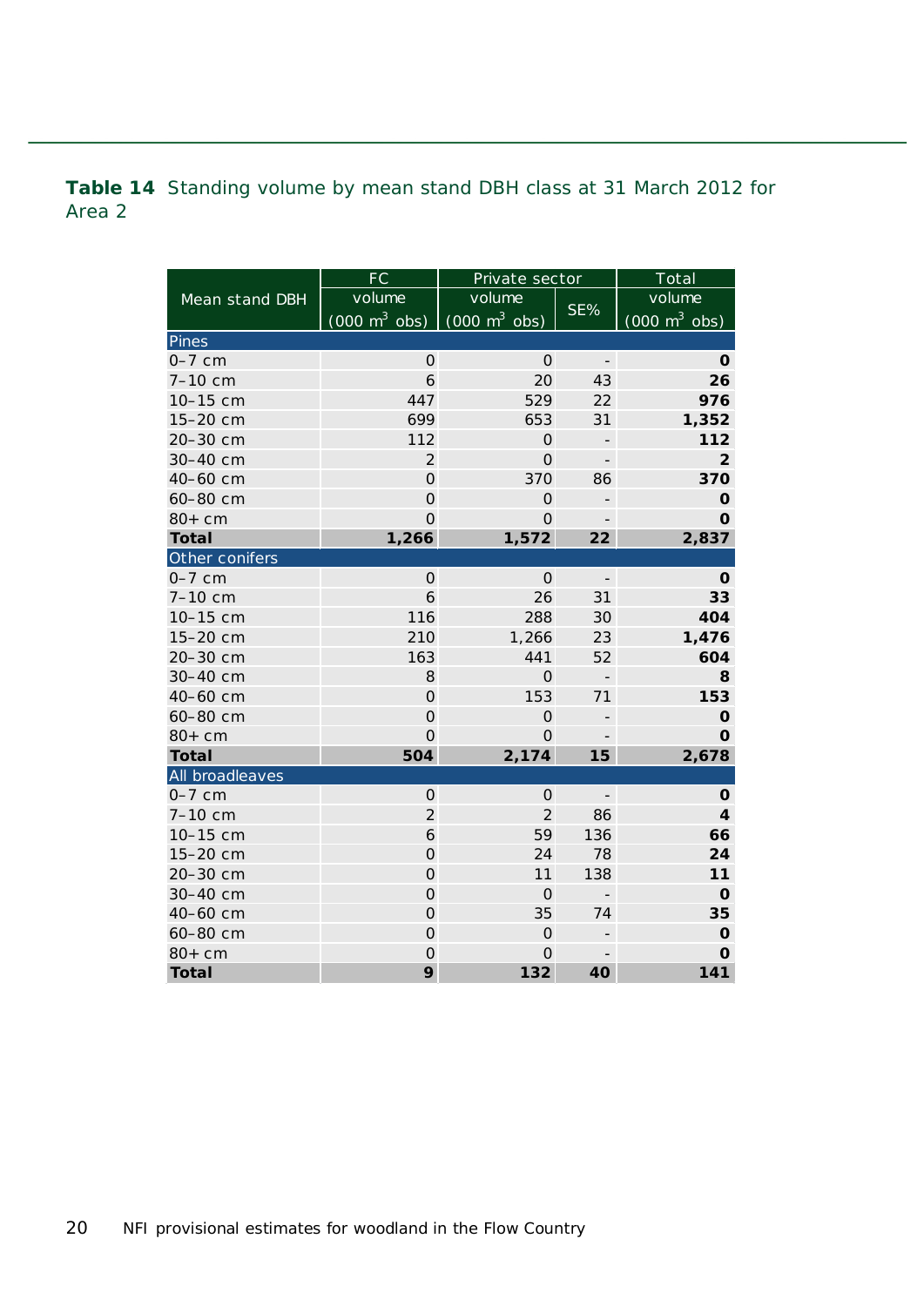**Table 14** Standing volume by mean stand DBH class at 31 March 2012 for Area 2

| Mean stand DBH | FC | Private sector | | Total |
|---|---|---|---|---|
| | volume (000 m$^3$ obs) | volume (000 m$^3$ obs) | SE% | volume (000 m$^3$ obs) |
| **Pines** | | | | |
| 0–7 cm | 0 | 0 | - | **0** |
| 7–10 cm | 6 | 20 | 43 | **26** |
| 10–15 cm | 447 | 529 | 22 | **976** |
| 15–20 cm | 699 | 653 | 31 | **1,352** |
| 20–30 cm | 112 | 0 | - | **112** |
| 30–40 cm | 2 | 0 | - | **2** |
| 40–60 cm | 0 | 370 | 86 | **370** |
| 60–80 cm | 0 | 0 | - | **0** |
| 80+ cm | 0 | 0 | - | **0** |
| **Total** | **1,266** | **1,572** | **22** | **2,837** |
| **Other conifers** | | | | |
| 0–7 cm | 0 | 0 | - | **0** |
| 7–10 cm | 6 | 26 | 31 | **33** |
| 10–15 cm | 116 | 288 | 30 | **404** |
| 15–20 cm | 210 | 1,266 | 23 | **1,476** |
| 20–30 cm | 163 | 441 | 52 | **604** |
| 30–40 cm | 8 | 0 | - | **8** |
| 40–60 cm | 0 | 153 | 71 | **153** |
| 60–80 cm | 0 | 0 | - | **0** |
| 80+ cm | 0 | 0 | - | **0** |
| **Total** | **504** | **2,174** | **15** | **2,678** |
| **All broadleaves** | | | | |
| 0–7 cm | 0 | 0 | - | **0** |
| 7–10 cm | 2 | 2 | 86 | **4** |
| 10–15 cm | 6 | 59 | 136 | **66** |
| 15–20 cm | 0 | 24 | 78 | **24** |
| 20–30 cm | 0 | 11 | 138 | **11** |
| 30–40 cm | 0 | 0 | - | **0** |
| 40–60 cm | 0 | 35 | 74 | **35** |
| 60–80 cm | 0 | 0 | - | **0** |
| 80+ cm | 0 | 0 | - | **0** |
| **Total** | **9** | **132** | **40** | **141** |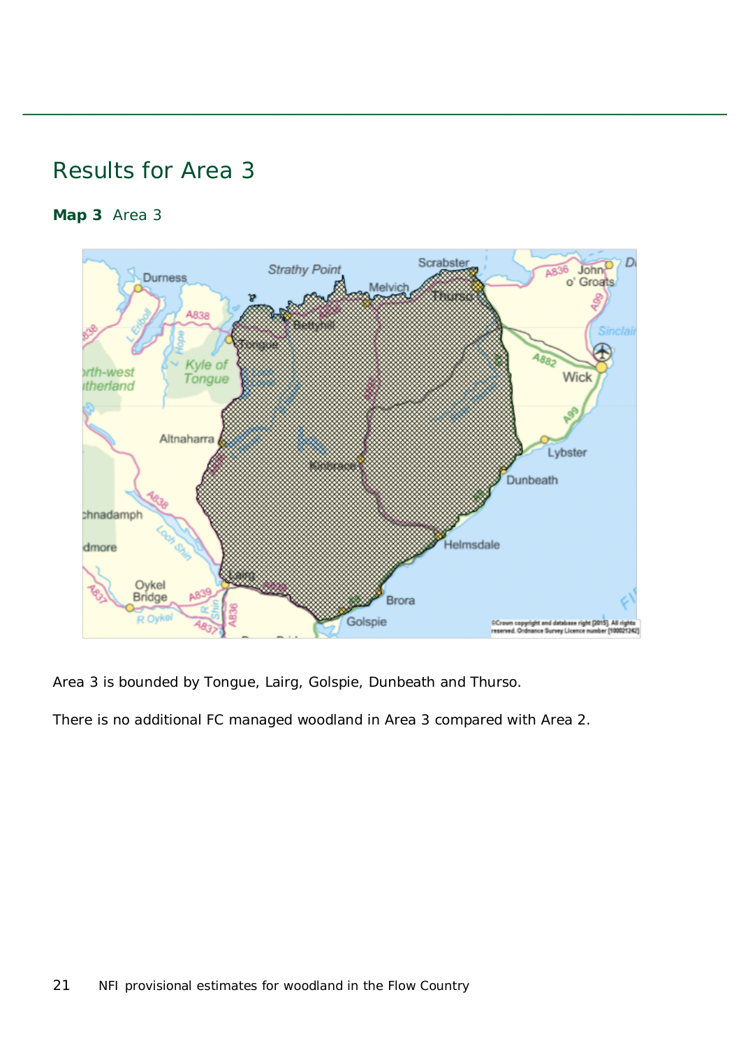## Results for Area 3

**Map 3** Area 3

Area 3 is bounded by Tongue, Lairg, Golspie, Dunbeath and Thurso.

There is no additional FC managed woodland in Area 3 compared with Area 2.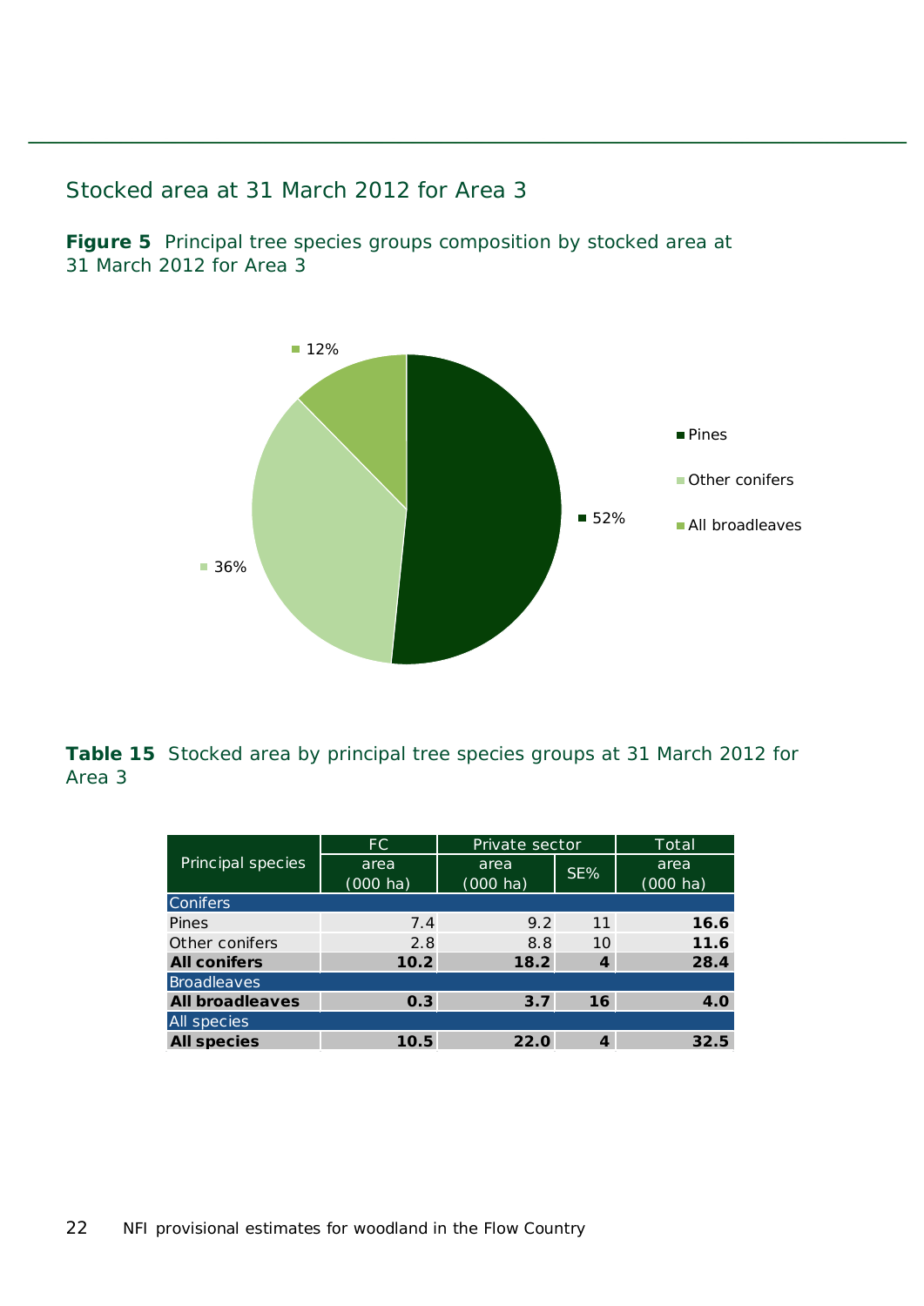## Stocked area at 31 March 2012 for Area 3

**Figure 5** Principal tree species groups composition by stocked area at 31 March 2012 for Area 3

12%

36%

52%

Pines

Other conifers

All broadleaves

**Table 15** Stocked area by principal tree species groups at 31 March 2012 for Area 3

| Principal species | FC | Private sector | | Total |
|---|---|---|---|---|
| | area (000 ha) | area (000 ha) | SE% | area (000 ha) |
| Conifers | | | | |
| Pines | 7.4 | 9.2 | 11 | **16.6** |
| Other conifers | 2.8 | 8.8 | 10 | **11.6** |
| **All conifers** | **10.2** | **18.2** | **4** | **28.4** |
| Broadleaves | | | | |
| **All broadleaves** | **0.3** | **3.7** | **16** | **4.0** |
| All species | | | | |
| **All species** | **10.5** | **22.0** | **4** | **32.5** |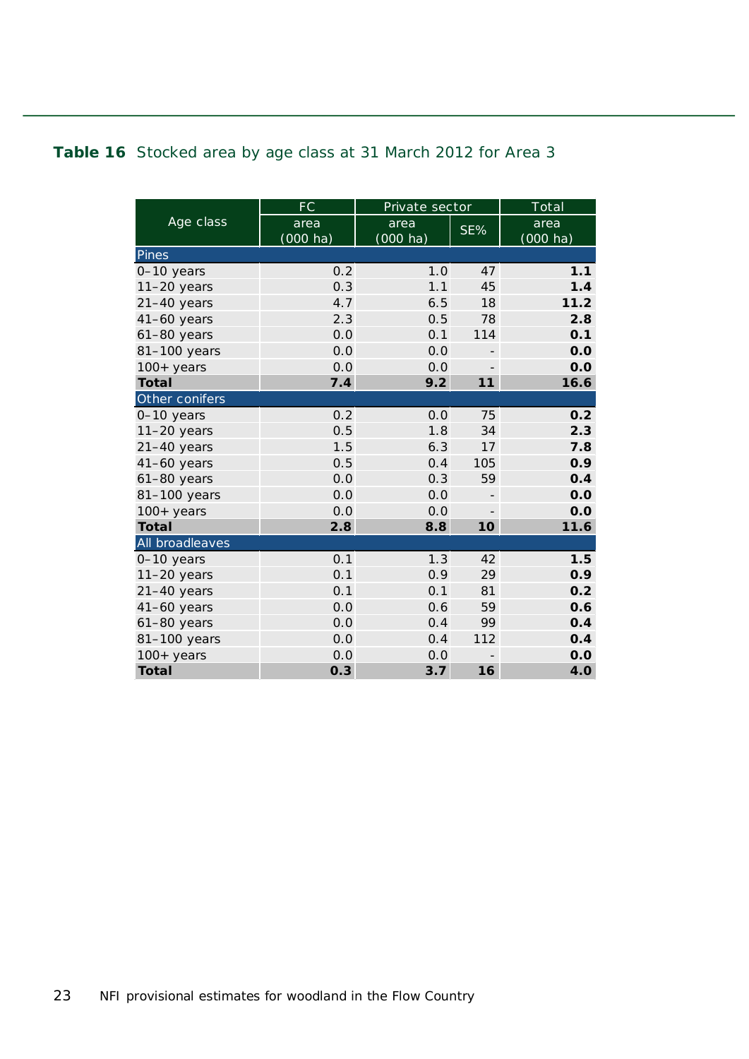**Table 16** Stocked area by age class at 31 March 2012 for Area 3

| Age class | FC | Private sector | | Total |
|---|---|---|---|---|
| | area (000 ha) | area (000 ha) | SE% | area (000 ha) |
| **Pines** | | | | |
| 0–10 years | 0.2 | 1.0 | 47 | **1.1** |
| 11–20 years | 0.3 | 1.1 | 45 | **1.4** |
| 21–40 years | 4.7 | 6.5 | 18 | **11.2** |
| 41–60 years | 2.3 | 0.5 | 78 | **2.8** |
| 61–80 years | 0.0 | 0.1 | 114 | **0.1** |
| 81–100 years | 0.0 | 0.0 | - | **0.0** |
| 100+ years | 0.0 | 0.0 | - | **0.0** |
| **Total** | **7.4** | **9.2** | **11** | **16.6** |
| **Other conifers** | | | | |
| 0–10 years | 0.2 | 0.0 | 75 | **0.2** |
| 11–20 years | 0.5 | 1.8 | 34 | **2.3** |
| 21–40 years | 1.5 | 6.3 | 17 | **7.8** |
| 41–60 years | 0.5 | 0.4 | 105 | **0.9** |
| 61–80 years | 0.0 | 0.3 | 59 | **0.4** |
| 81–100 years | 0.0 | 0.0 | - | **0.0** |
| 100+ years | 0.0 | 0.0 | - | **0.0** |
| **Total** | **2.8** | **8.8** | **10** | **11.6** |
| **All broadleaves** | | | | |
| 0–10 years | 0.1 | 1.3 | 42 | **1.5** |
| 11–20 years | 0.1 | 0.9 | 29 | **0.9** |
| 21–40 years | 0.1 | 0.1 | 81 | **0.2** |
| 41–60 years | 0.0 | 0.6 | 59 | **0.6** |
| 61–80 years | 0.0 | 0.4 | 99 | **0.4** |
| 81–100 years | 0.0 | 0.4 | 112 | **0.4** |
| 100+ years | 0.0 | 0.0 | - | **0.0** |
| **Total** | **0.3** | **3.7** | **16** | **4.0** |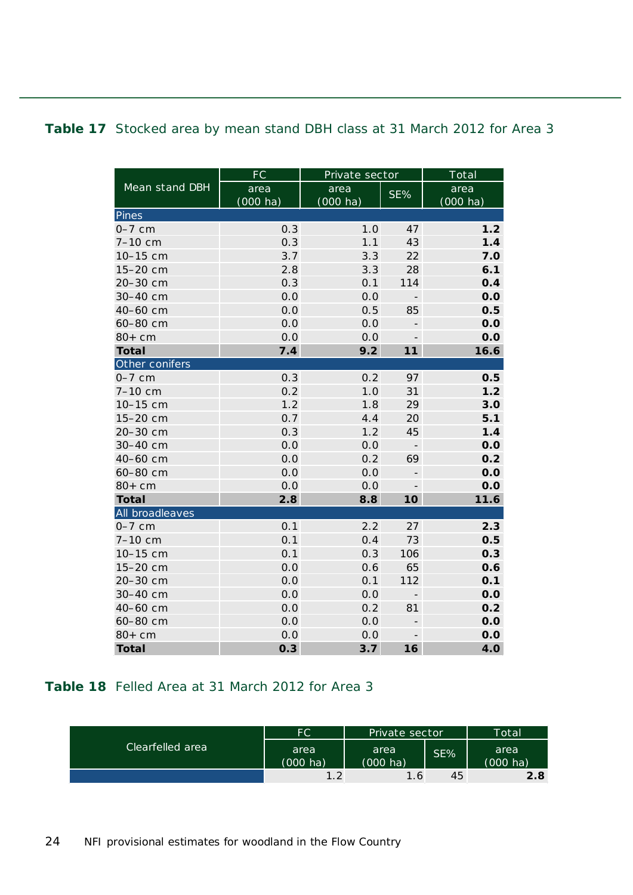**Table 17** Stocked area by mean stand DBH class at 31 March 2012 for Area 3

| Mean stand DBH | FC | Private sector | | Total |
|---|---|---|---|---|
| | area (000 ha) | area (000 ha) | SE% | area (000 ha) |
| **Pines** | | | | |
| 0–7 cm | 0.3 | 1.0 | 47 | **1.2** |
| 7–10 cm | 0.3 | 1.1 | 43 | **1.4** |
| 10–15 cm | 3.7 | 3.3 | 22 | **7.0** |
| 15–20 cm | 2.8 | 3.3 | 28 | **6.1** |
| 20–30 cm | 0.3 | 0.1 | 114 | **0.4** |
| 30–40 cm | 0.0 | 0.0 | - | **0.0** |
| 40–60 cm | 0.0 | 0.5 | 85 | **0.5** |
| 60–80 cm | 0.0 | 0.0 | - | **0.0** |
| 80+ cm | 0.0 | 0.0 | - | **0.0** |
| **Total** | **7.4** | **9.2** | **11** | **16.6** |
| **Other conifers** | | | | |
| 0–7 cm | 0.3 | 0.2 | 97 | **0.5** |
| 7–10 cm | 0.2 | 1.0 | 31 | **1.2** |
| 10–15 cm | 1.2 | 1.8 | 29 | **3.0** |
| 15–20 cm | 0.7 | 4.4 | 20 | **5.1** |
| 20–30 cm | 0.3 | 1.2 | 45 | **1.4** |
| 30–40 cm | 0.0 | 0.0 | - | **0.0** |
| 40–60 cm | 0.0 | 0.2 | 69 | **0.2** |
| 60–80 cm | 0.0 | 0.0 | - | **0.0** |
| 80+ cm | 0.0 | 0.0 | - | **0.0** |
| **Total** | **2.8** | **8.8** | **10** | **11.6** |
| **All broadleaves** | | | | |
| 0–7 cm | 0.1 | 2.2 | 27 | **2.3** |
| 7–10 cm | 0.1 | 0.4 | 73 | **0.5** |
| 10–15 cm | 0.1 | 0.3 | 106 | **0.3** |
| 15–20 cm | 0.0 | 0.6 | 65 | **0.6** |
| 20–30 cm | 0.0 | 0.1 | 112 | **0.1** |
| 30–40 cm | 0.0 | 0.0 | - | **0.0** |
| 40–60 cm | 0.0 | 0.2 | 81 | **0.2** |
| 60–80 cm | 0.0 | 0.0 | - | **0.0** |
| 80+ cm | 0.0 | 0.0 | - | **0.0** |
| **Total** | **0.3** | **3.7** | **16** | **4.0** |

**Table 18** Felled Area at 31 March 2012 for Area 3

| Clearfelled area | FC | Private sector | | Total |
|---|---|---|---|---|
| | area (000 ha) | area (000 ha) | SE% | area (000 ha) |
| | 1.2 | 1.6 | 45 | **2.8** |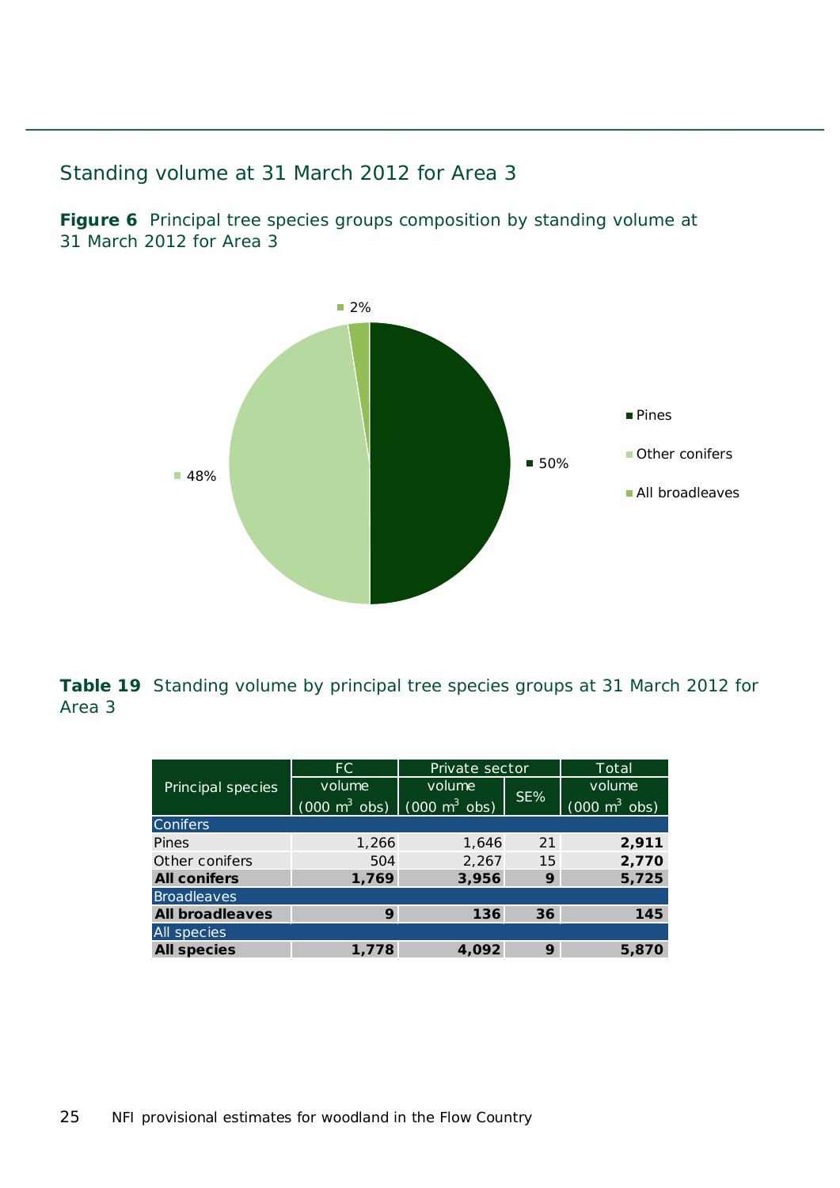## Standing volume at 31 March 2012 for Area 3

**Figure 6** Principal tree species groups composition by standing volume at 31 March 2012 for Area 3

**Table 19** Standing volume by principal tree species groups at 31 March 2012 for Area 3

| Principal species | FC volume (000 $m^3$ obs) | Private sector volume (000 $m^3$ obs) | Private sector SE% | Total volume (000 $m^3$ obs) |
|---|---|---|---|---|
| Conifers | | | | |
| Pines | 1,266 | 1,646 | 21 | **2,911** |
| Other conifers | 504 | 2,267 | 15 | **2,770** |
| **All conifers** | **1,769** | **3,956** | **9** | **5,725** |
| Broadleaves | | | | |
| **All broadleaves** | **9** | **136** | **36** | **145** |
| All species | | | | |
| **All species** | **1,778** | **4,092** | **9** | **5,870** |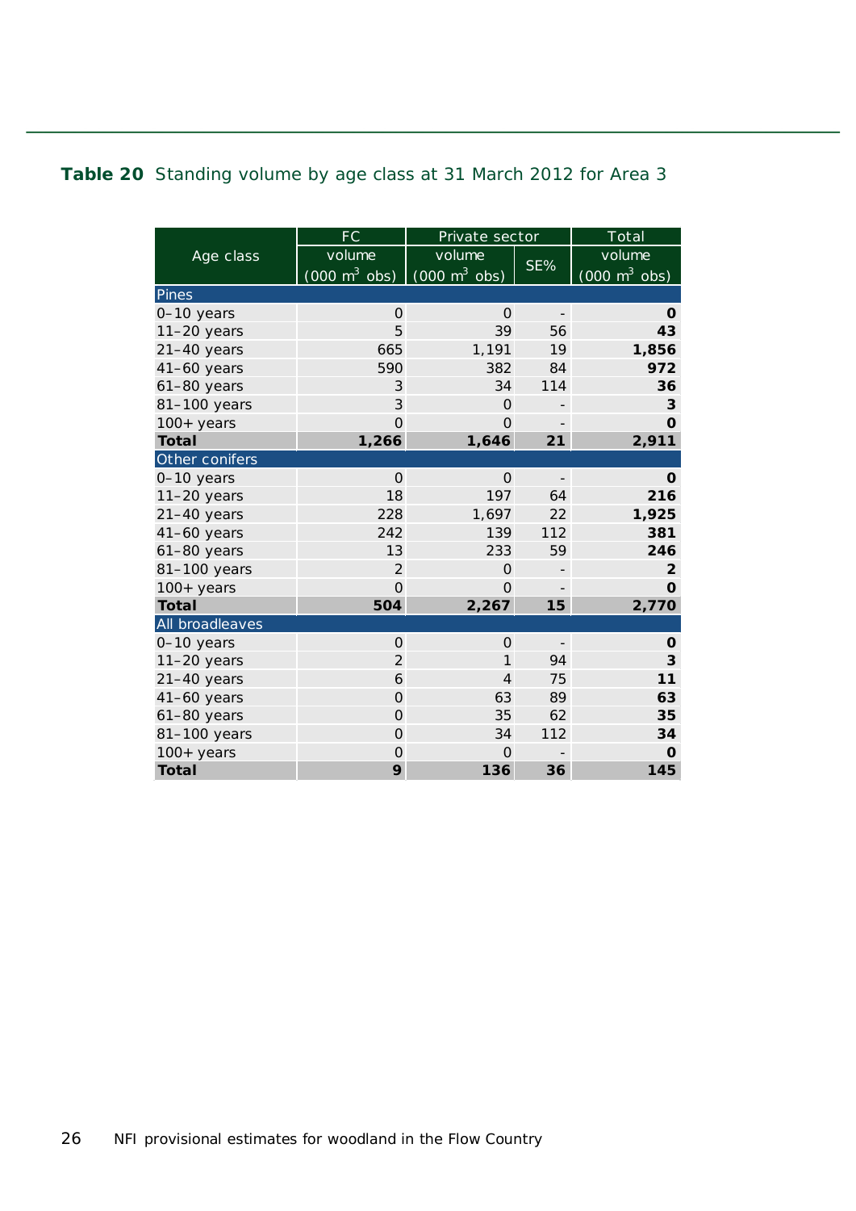**Table 20** Standing volume by age class at 31 March 2012 for Area 3

| Age class | FC volume (000 $m^3$ obs) | Private sector volume (000 $m^3$ obs) | Private sector SE% | Total volume (000 $m^3$ obs) |
|---|---|---|---|---|
| **Pines** | | | | |
| 0–10 years | 0 | 0 | - | **0** |
| 11–20 years | 5 | 39 | 56 | **43** |
| 21–40 years | 665 | 1,191 | 19 | **1,856** |
| 41–60 years | 590 | 382 | 84 | **972** |
| 61–80 years | 3 | 34 | 114 | **36** |
| 81–100 years | 3 | 0 | - | **3** |
| 100+ years | 0 | 0 | - | **0** |
| **Total** | **1,266** | **1,646** | **21** | **2,911** |
| **Other conifers** | | | | |
| 0–10 years | 0 | 0 | - | **0** |
| 11–20 years | 18 | 197 | 64 | **216** |
| 21–40 years | 228 | 1,697 | 22 | **1,925** |
| 41–60 years | 242 | 139 | 112 | **381** |
| 61–80 years | 13 | 233 | 59 | **246** |
| 81–100 years | 2 | 0 | - | **2** |
| 100+ years | 0 | 0 | - | **0** |
| **Total** | **504** | **2,267** | **15** | **2,770** |
| **All broadleaves** | | | | |
| 0–10 years | 0 | 0 | - | **0** |
| 11–20 years | 2 | 1 | 94 | **3** |
| 21–40 years | 6 | 4 | 75 | **11** |
| 41–60 years | 0 | 63 | 89 | **63** |
| 61–80 years | 0 | 35 | 62 | **35** |
| 81–100 years | 0 | 34 | 112 | **34** |
| 100+ years | 0 | 0 | - | **0** |
| **Total** | **9** | **136** | **36** | **145** |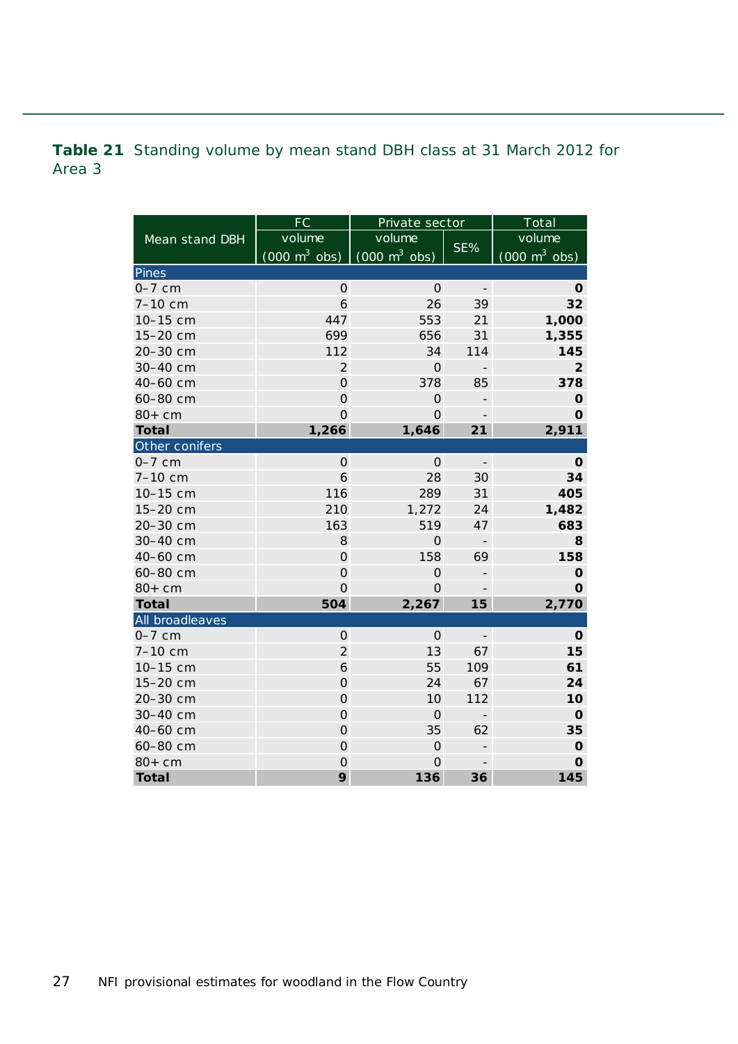**Table 21** Standing volume by mean stand DBH class at 31 March 2012 for Area 3

| Mean stand DBH | FC | Private sector | | Total |
|---|---|---|---|---|
| | volume (000 $m^3$ obs) | volume (000 $m^3$ obs) | SE% | volume (000 $m^3$ obs) |
| **Pines** | | | | |
| 0–7 cm | 0 | 0 | - | **0** |
| 7–10 cm | 6 | 26 | 39 | **32** |
| 10–15 cm | 447 | 553 | 21 | **1,000** |
| 15–20 cm | 699 | 656 | 31 | **1,355** |
| 20–30 cm | 112 | 34 | 114 | **145** |
| 30–40 cm | 2 | 0 | - | **2** |
| 40–60 cm | 0 | 378 | 85 | **378** |
| 60–80 cm | 0 | 0 | - | **0** |
| 80+ cm | 0 | 0 | - | **0** |
| **Total** | **1,266** | **1,646** | **21** | **2,911** |
| **Other conifers** | | | | |
| 0–7 cm | 0 | 0 | - | **0** |
| 7–10 cm | 6 | 28 | 30 | **34** |
| 10–15 cm | 116 | 289 | 31 | **405** |
| 15–20 cm | 210 | 1,272 | 24 | **1,482** |
| 20–30 cm | 163 | 519 | 47 | **683** |
| 30–40 cm | 8 | 0 | - | **8** |
| 40–60 cm | 0 | 158 | 69 | **158** |
| 60–80 cm | 0 | 0 | - | **0** |
| 80+ cm | 0 | 0 | - | **0** |
| **Total** | **504** | **2,267** | **15** | **2,770** |
| **All broadleaves** | | | | |
| 0–7 cm | 0 | 0 | - | **0** |
| 7–10 cm | 2 | 13 | 67 | **15** |
| 10–15 cm | 6 | 55 | 109 | **61** |
| 15–20 cm | 0 | 24 | 67 | **24** |
| 20–30 cm | 0 | 10 | 112 | **10** |
| 30–40 cm | 0 | 0 | - | **0** |
| 40–60 cm | 0 | 35 | 62 | **35** |
| 60–80 cm | 0 | 0 | - | **0** |
| 80+ cm | 0 | 0 | - | **0** |
| **Total** | **9** | **136** | **36** | **145** |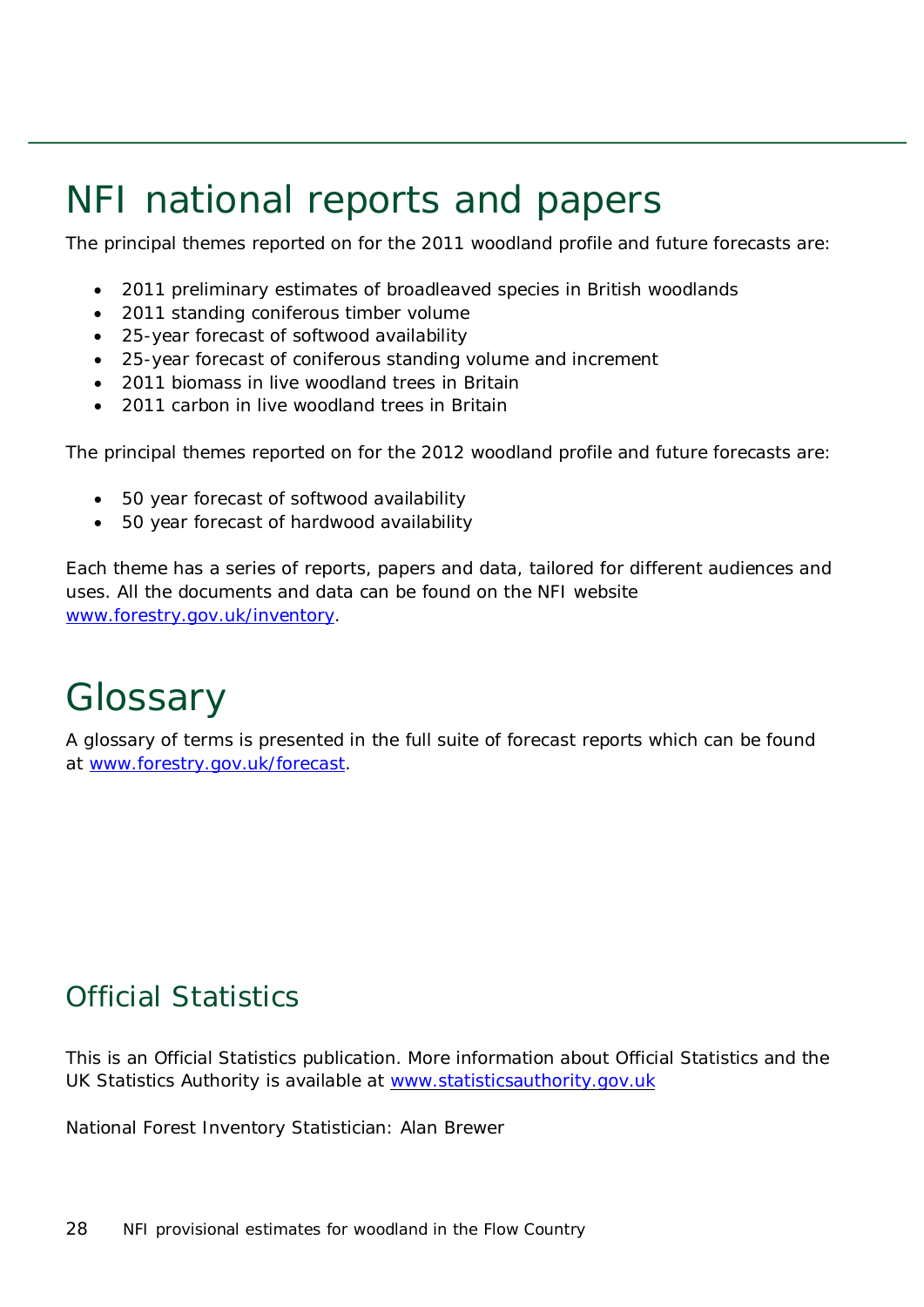# NFI national reports and papers

The principal themes reported on for the 2011 woodland profile and future forecasts are:

- 2011 preliminary estimates of broadleaved species in British woodlands
- 2011 standing coniferous timber volume
- 25-year forecast of softwood availability
- 25-year forecast of coniferous standing volume and increment
- 2011 biomass in live woodland trees in Britain
- 2011 carbon in live woodland trees in Britain

The principal themes reported on for the 2012 woodland profile and future forecasts are:

- 50 year forecast of softwood availability
- 50 year forecast of hardwood availability

Each theme has a series of reports, papers and data, tailored for different audiences and uses. All the documents and data can be found on the NFI website www.forestry.gov.uk/inventory.

# Glossary

A glossary of terms is presented in the full suite of forecast reports which can be found at www.forestry.gov.uk/forecast.

## Official Statistics

This is an Official Statistics publication. More information about Official Statistics and the UK Statistics Authority is available at www.statisticsauthority.gov.uk

National Forest Inventory Statistician: Alan Brewer